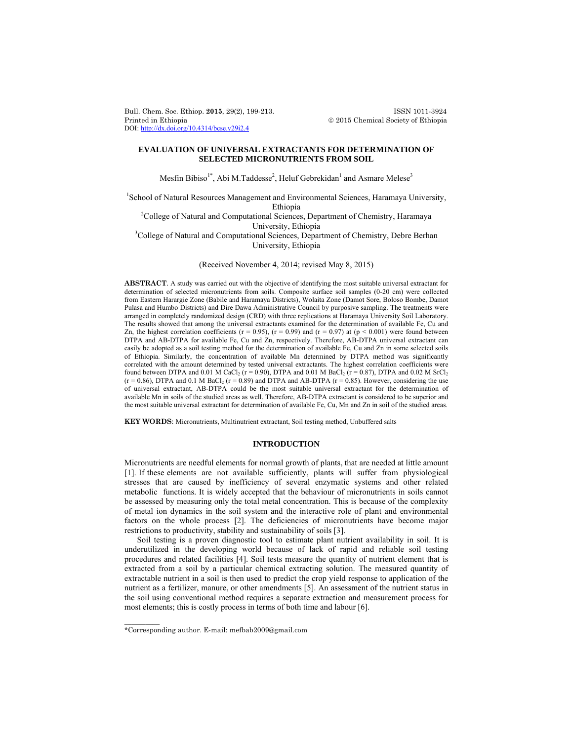# EVALUATION OF UNIVERSAL EXTRACTANTS FOR DETERMINATION OF SELECTED MICRONUTRIENTS FROM SOIL

Mesfin Bibiso[1*], Abi M.Taddesse[2], Heluf Gebrekidan[1] and Asmare Melese[3]

[1]School of Natural Resources Management and Environmental Sciences, Haramaya University, Ethiopia

[2]College of Natural and Computational Sciences, Department of Chemistry, Haramaya University, Ethiopia

[3]College of Natural and Computational Sciences, Department of Chemistry, Debre Berhan University, Ethiopia

(Received November 4, 2014; revised May 8, 2015)

**ABSTRACT**. A study was carried out with the objective of identifying the most suitable universal extractant for determination of selected micronutrients from soils. Composite surface soil samples (0-20 cm) were collected from Eastern Harargie Zone (Babile and Haramaya Districts), Wolaita Zone (Damot Sore, Boloso Bombe, Damot Pulasa and Humbo Districts) and Dire Dawa Administrative Council by purposive sampling. The treatments were arranged in completely randomized design (CRD) with three replications at Haramaya University Soil Laboratory. The results showed that among the universal extractants examined for the determination of available Fe, Cu and Zn, the highest correlation coefficients ($r = 0.95$), ($r = 0.99$) and ($r = 0.97$) at ($p < 0.001$) were found between DTPA and AB-DTPA for available Fe, Cu and Zn, respectively. Therefore, AB-DTPA universal extractant can easily be adopted as a soil testing method for the determination of available Fe, Cu and Zn in some selected soils of Ethiopia. Similarly, the concentration of available Mn determined by DTPA method was significantly correlated with the amount determined by tested universal extractants. The highest correlation coefficients were found between DTPA and 0.01 M $CaCl_2$ ($r = 0.90$), DTPA and 0.01 M $BaCl_2$ ($r = 0.87$), DTPA and 0.02 M $SrCl_2$ ($r = 0.86$), DTPA and 0.1 M $BaCl_2$ ($r = 0.89$) and DTPA and AB-DTPA ($r = 0.85$). However, considering the use of universal extractant, AB-DTPA could be the most suitable universal extractant for the determination of available Mn in soils of the studied areas as well. Therefore, AB-DTPA extractant is considered to be superior and the most suitable universal extractant for determination of available Fe, Cu, Mn and Zn in soil of the studied areas.

**KEY WORDS**: Micronutrients, Multinutrient extractant, Soil testing method, Unbuffered salts

## INTRODUCTION

Micronutrients are needful elements for normal growth of plants, that are needed at little amount [1]. If these elements are not available sufficiently, plants will suffer from physiological stresses that are caused by inefficiency of several enzymatic systems and other related metabolic functions. It is widely accepted that the behaviour of micronutrients in soils cannot be assessed by measuring only the total metal concentration. This is because of the complexity of metal ion dynamics in the soil system and the interactive role of plant and environmental factors on the whole process [2]. The deficiencies of micronutrients have become major restrictions to productivity, stability and sustainability of soils [3].

Soil testing is a proven diagnostic tool to estimate plant nutrient availability in soil. It is underutilized in the developing world because of lack of rapid and reliable soil testing procedures and related facilities [4]. Soil tests measure the quantity of nutrient element that is extracted from a soil by a particular chemical extracting solution. The measured quantity of extractable nutrient in a soil is then used to predict the crop yield response to application of the nutrient as a fertilizer, manure, or other amendments [5]. An assessment of the nutrient status in the soil using conventional method requires a separate extraction and measurement process for most elements; this is costly process in terms of both time and labour [6].

*Corresponding author. E-mail: mefbab2009@gmail.com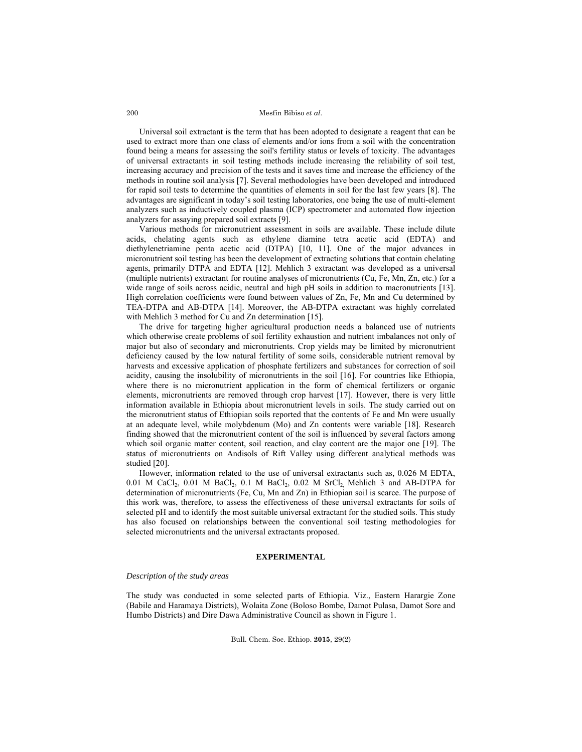Universal soil extractant is the term that has been adopted to designate a reagent that can be used to extract more than one class of elements and/or ions from a soil with the concentration found being a means for assessing the soil's fertility status or levels of toxicity. The advantages of universal extractants in soil testing methods include increasing the reliability of soil test, increasing accuracy and precision of the tests and it saves time and increase the efficiency of the methods in routine soil analysis [7]. Several methodologies have been developed and introduced for rapid soil tests to determine the quantities of elements in soil for the last few years [8]. The advantages are significant in today's soil testing laboratories, one being the use of multi-element analyzers such as inductively coupled plasma (ICP) spectrometer and automated flow injection analyzers for assaying prepared soil extracts [9].

Various methods for micronutrient assessment in soils are available. These include dilute acids, chelating agents such as ethylene diamine tetra acetic acid (EDTA) and diethylenetriamine penta acetic acid (DTPA) [10, 11]. One of the major advances in micronutrient soil testing has been the development of extracting solutions that contain chelating agents, primarily DTPA and EDTA [12]. Mehlich 3 extractant was developed as a universal (multiple nutrients) extractant for routine analyses of micronutrients (Cu, Fe, Mn, Zn, etc.) for a wide range of soils across acidic, neutral and high pH soils in addition to macronutrients [13]. High correlation coefficients were found between values of Zn, Fe, Mn and Cu determined by TEA-DTPA and AB-DTPA [14]. Moreover, the AB-DTPA extractant was highly correlated with Mehlich 3 method for Cu and Zn determination [15].

The drive for targeting higher agricultural production needs a balanced use of nutrients which otherwise create problems of soil fertility exhaustion and nutrient imbalances not only of major but also of secondary and micronutrients. Crop yields may be limited by micronutrient deficiency caused by the low natural fertility of some soils, considerable nutrient removal by harvests and excessive application of phosphate fertilizers and substances for correction of soil acidity, causing the insolubility of micronutrients in the soil [16]. For countries like Ethiopia, where there is no micronutrient application in the form of chemical fertilizers or organic elements, micronutrients are removed through crop harvest [17]. However, there is very little information available in Ethiopia about micronutrient levels in soils. The study carried out on the micronutrient status of Ethiopian soils reported that the contents of Fe and Mn were usually at an adequate level, while molybdenum (Mo) and Zn contents were variable [18]. Research finding showed that the micronutrient content of the soil is influenced by several factors among which soil organic matter content, soil reaction, and clay content are the major one [19]. The status of micronutrients on Andisols of Rift Valley using different analytical methods was studied [20].

However, information related to the use of universal extractants such as, 0.026 M EDTA, 0.01 M $CaCl_2$, 0.01 M $BaCl_2$, 0.1 M $BaCl_2$, 0.02 M $SrCl_2$, Mehlich 3 and AB-DTPA for determination of micronutrients (Fe, Cu, Mn and Zn) in Ethiopian soil is scarce. The purpose of this work was, therefore, to assess the effectiveness of these universal extractants for soils of selected pH and to identify the most suitable universal extractant for the studied soils. This study has also focused on relationships between the conventional soil testing methodologies for selected micronutrients and the universal extractants proposed.

## EXPERIMENTAL

*Description of the study areas*

The study was conducted in some selected parts of Ethiopia. Viz., Eastern Harargie Zone (Babile and Haramaya Districts), Wolaita Zone (Boloso Bombe, Damot Pulasa, Damot Sore and Humbo Districts) and Dire Dawa Administrative Council as shown in Figure 1.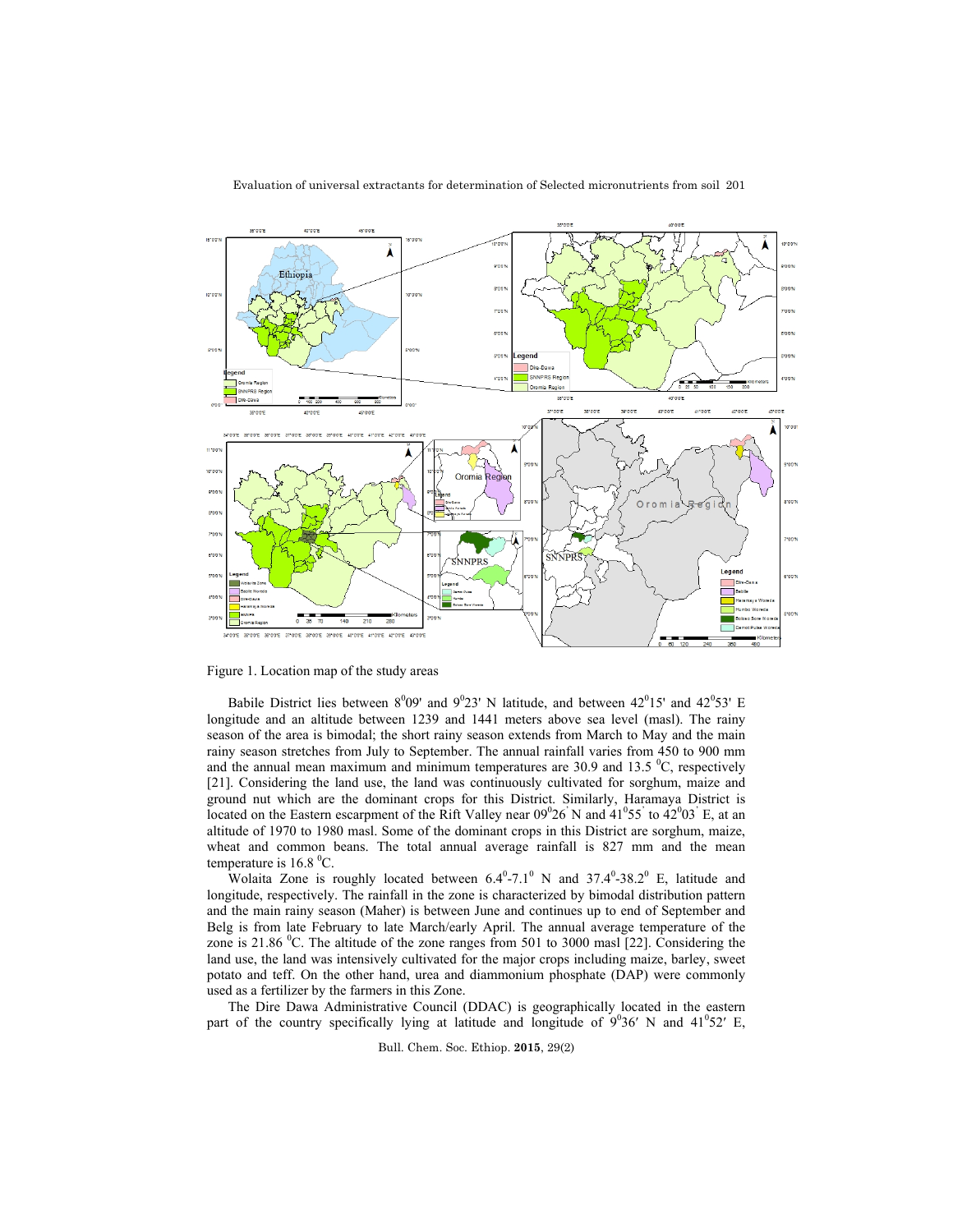Figure 1. Location map of the study areas

Babile District lies between $8^0 09'$ and $9^0 23'$ N latitude, and between $42^0 15'$ and $42^0 53'$ E longitude and an altitude between 1239 and 1441 meters above sea level (masl). The rainy season of the area is bimodal; the short rainy season extends from March to May and the main rainy season stretches from July to September. The annual rainfall varies from 450 to 900 mm and the annual mean maximum and minimum temperatures are 30.9 and 13.5 $^0$C, respectively [21]. Considering the land use, the land was continuously cultivated for sorghum, maize and ground nut which are the dominant crops for this District. Similarly, Haramaya District is located on the Eastern escarpment of the Rift Valley near $09^0 26'$ N and $41^0 55'$ to $42^0 03'$ E, at an altitude of 1970 to 1980 masl. Some of the dominant crops in this District are sorghum, maize, wheat and common beans. The total annual average rainfall is 827 mm and the mean temperature is 16.8 $^0$C.

Wolaita Zone is roughly located between $6.4^0$-$7.1^0$ N and $37.4^0$-$38.2^0$ E, latitude and longitude, respectively. The rainfall in the zone is characterized by bimodal distribution pattern and the main rainy season (Maher) is between June and continues up to end of September and Belg is from late February to late March/early April. The annual average temperature of the zone is 21.86 $^0$C. The altitude of the zone ranges from 501 to 3000 masl [22]. Considering the land use, the land was intensively cultivated for the major crops including maize, barley, sweet potato and teff. On the other hand, urea and diammonium phosphate (DAP) were commonly used as a fertilizer by the farmers in this Zone.

The Dire Dawa Administrative Council (DDAC) is geographically located in the eastern part of the country specifically lying at latitude and longitude of $9^0 36'$ N and $41^0 52'$ E,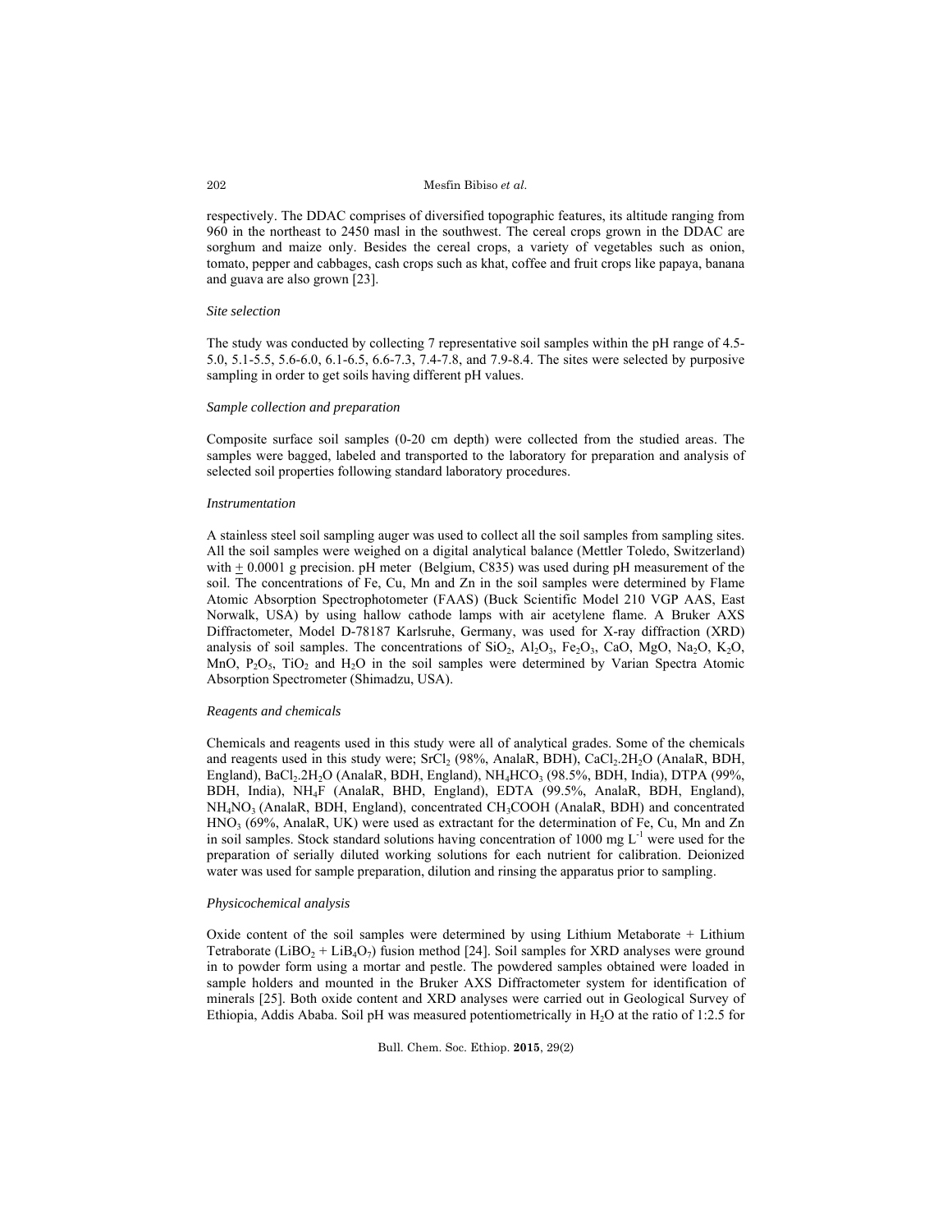respectively. The DDAC comprises of diversified topographic features, its altitude ranging from 960 in the northeast to 2450 masl in the southwest. The cereal crops grown in the DDAC are sorghum and maize only. Besides the cereal crops, a variety of vegetables such as onion, tomato, pepper and cabbages, cash crops such as khat, coffee and fruit crops like papaya, banana and guava are also grown [23].

*Site selection*

The study was conducted by collecting 7 representative soil samples within the pH range of 4.5-5.0, 5.1-5.5, 5.6-6.0, 6.1-6.5, 6.6-7.3, 7.4-7.8, and 7.9-8.4. The sites were selected by purposive sampling in order to get soils having different pH values.

*Sample collection and preparation*

Composite surface soil samples (0-20 cm depth) were collected from the studied areas. The samples were bagged, labeled and transported to the laboratory for preparation and analysis of selected soil properties following standard laboratory procedures.

*Instrumentation*

A stainless steel soil sampling auger was used to collect all the soil samples from sampling sites. All the soil samples were weighed on a digital analytical balance (Mettler Toledo, Switzerland) with $\pm$ 0.0001 g precision. pH meter (Belgium, C835) was used during pH measurement of the soil. The concentrations of Fe, Cu, Mn and Zn in the soil samples were determined by Flame Atomic Absorption Spectrophotometer (FAAS) (Buck Scientific Model 210 VGP AAS, East Norwalk, USA) by using hallow cathode lamps with air acetylene flame. A Bruker AXS Diffractometer, Model D-78187 Karlsruhe, Germany, was used for X-ray diffraction (XRD) analysis of soil samples. The concentrations of $SiO_2$, $Al_2O_3$, $Fe_2O_3$, CaO, MgO, $Na_2O$, $K_2O$, MnO, $P_2O_5$, $TiO_2$ and $H_2O$ in the soil samples were determined by Varian Spectra Atomic Absorption Spectrometer (Shimadzu, USA).

*Reagents and chemicals*

Chemicals and reagents used in this study were all of analytical grades. Some of the chemicals and reagents used in this study were; $SrCl_2$ (98%, AnalaR, BDH), $CaCl_2.2H_2O$ (AnalaR, BDH, England), $BaCl_2.2H_2O$ (AnalaR, BDH, England), $NH_4HCO_3$ (98.5%, BDH, India), DTPA (99%, BDH, India), $NH_4F$ (AnalaR, BHD, England), EDTA (99.5%, AnalaR, BDH, England), $NH_4NO_3$ (AnalaR, BDH, England), concentrated $CH_3COOH$ (AnalaR, BDH) and concentrated $HNO_3$ (69%, AnalaR, UK) were used as extractant for the determination of Fe, Cu, Mn and Zn in soil samples. Stock standard solutions having concentration of 1000 mg $L^{-1}$ were used for the preparation of serially diluted working solutions for each nutrient for calibration. Deionized water was used for sample preparation, dilution and rinsing the apparatus prior to sampling.

*Physicochemical analysis*

Oxide content of the soil samples were determined by using Lithium Metaborate + Lithium Tetraborate ($LiBO_2$ + $LiB_4O_7$) fusion method [24]. Soil samples for XRD analyses were ground in to powder form using a mortar and pestle. The powdered samples obtained were loaded in sample holders and mounted in the Bruker AXS Diffractometer system for identification of minerals [25]. Both oxide content and XRD analyses were carried out in Geological Survey of Ethiopia, Addis Ababa. Soil pH was measured potentiometrically in $H_2O$ at the ratio of 1:2.5 for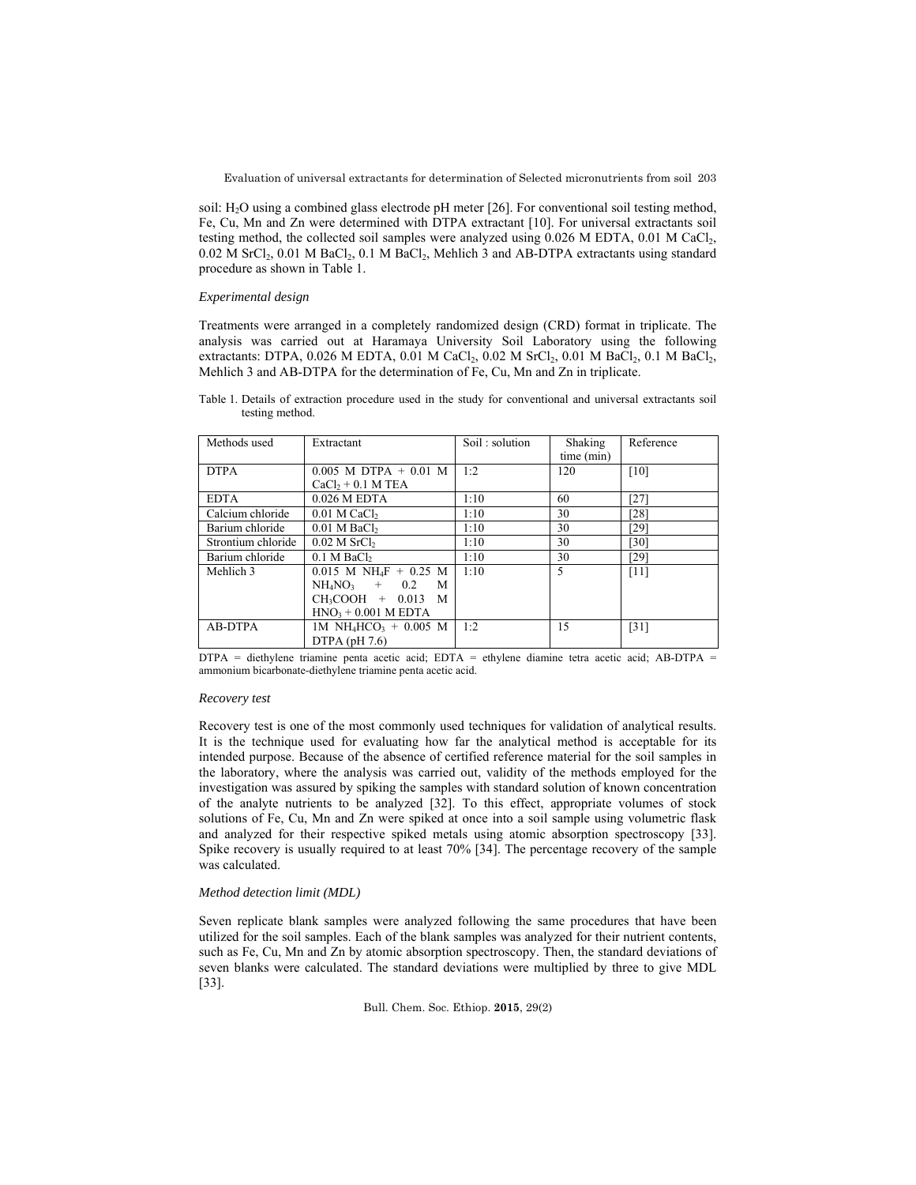soil: $H_2O$ using a combined glass electrode pH meter [26]. For conventional soil testing method, Fe, Cu, Mn and Zn were determined with DTPA extractant [10]. For universal extractants soil testing method, the collected soil samples were analyzed using 0.026 M EDTA, 0.01 M $CaCl_2$, 0.02 M $SrCl_2$, 0.01 M $BaCl_2$, 0.1 M $BaCl_2$, Mehlich 3 and AB-DTPA extractants using standard procedure as shown in Table 1.

*Experimental design*

Treatments were arranged in a completely randomized design (CRD) format in triplicate. The analysis was carried out at Haramaya University Soil Laboratory using the following extractants: DTPA, 0.026 M EDTA, 0.01 M $CaCl_2$, 0.02 M $SrCl_2$, 0.01 M $BaCl_2$, 0.1 M $BaCl_2$, Mehlich 3 and AB-DTPA for the determination of Fe, Cu, Mn and Zn in triplicate.

Table 1. Details of extraction procedure used in the study for conventional and universal extractants soil testing method.

| Methods used | Extractant | Soil : solution | Shaking time (min) | Reference |
|---|---|---|---|---|
| DTPA | 0.005 M DTPA + 0.01 M $CaCl_2$ + 0.1 M TEA | 1:2 | 120 | [10] |
| EDTA | 0.026 M EDTA | 1:10 | 60 | [27] |
| Calcium chloride | 0.01 M $CaCl_2$ | 1:10 | 30 | [28] |
| Barium chloride | 0.01 M $BaCl_2$ | 1:10 | 30 | [29] |
| Strontium chloride | 0.02 M $SrCl_2$ | 1:10 | 30 | [30] |
| Barium chloride | 0.1 M $BaCl_2$ | 1:10 | 30 | [29] |
| Mehlich 3 | 0.015 M $NH_4F$ + 0.25 M $NH_4NO_3$ + 0.2 M $CH_3COOH$ + 0.013 M $HNO_3$ + 0.001 M EDTA | 1:10 | 5 | [11] |
| AB-DTPA | 1M $NH_4HCO_3$ + 0.005 M DTPA (pH 7.6) | 1:2 | 15 | [31] |

DTPA = diethylene triamine penta acetic acid; EDTA = ethylene diamine tetra acetic acid; AB-DTPA = ammonium bicarbonate-diethylene triamine penta acetic acid.

*Recovery test*

Recovery test is one of the most commonly used techniques for validation of analytical results. It is the technique used for evaluating how far the analytical method is acceptable for its intended purpose. Because of the absence of certified reference material for the soil samples in the laboratory, where the analysis was carried out, validity of the methods employed for the investigation was assured by spiking the samples with standard solution of known concentration of the analyte nutrients to be analyzed [32]. To this effect, appropriate volumes of stock solutions of Fe, Cu, Mn and Zn were spiked at once into a soil sample using volumetric flask and analyzed for their respective spiked metals using atomic absorption spectroscopy [33]. Spike recovery is usually required to at least 70% [34]. The percentage recovery of the sample was calculated.

*Method detection limit (MDL)*

Seven replicate blank samples were analyzed following the same procedures that have been utilized for the soil samples. Each of the blank samples was analyzed for their nutrient contents, such as Fe, Cu, Mn and Zn by atomic absorption spectroscopy. Then, the standard deviations of seven blanks were calculated. The standard deviations were multiplied by three to give MDL [33].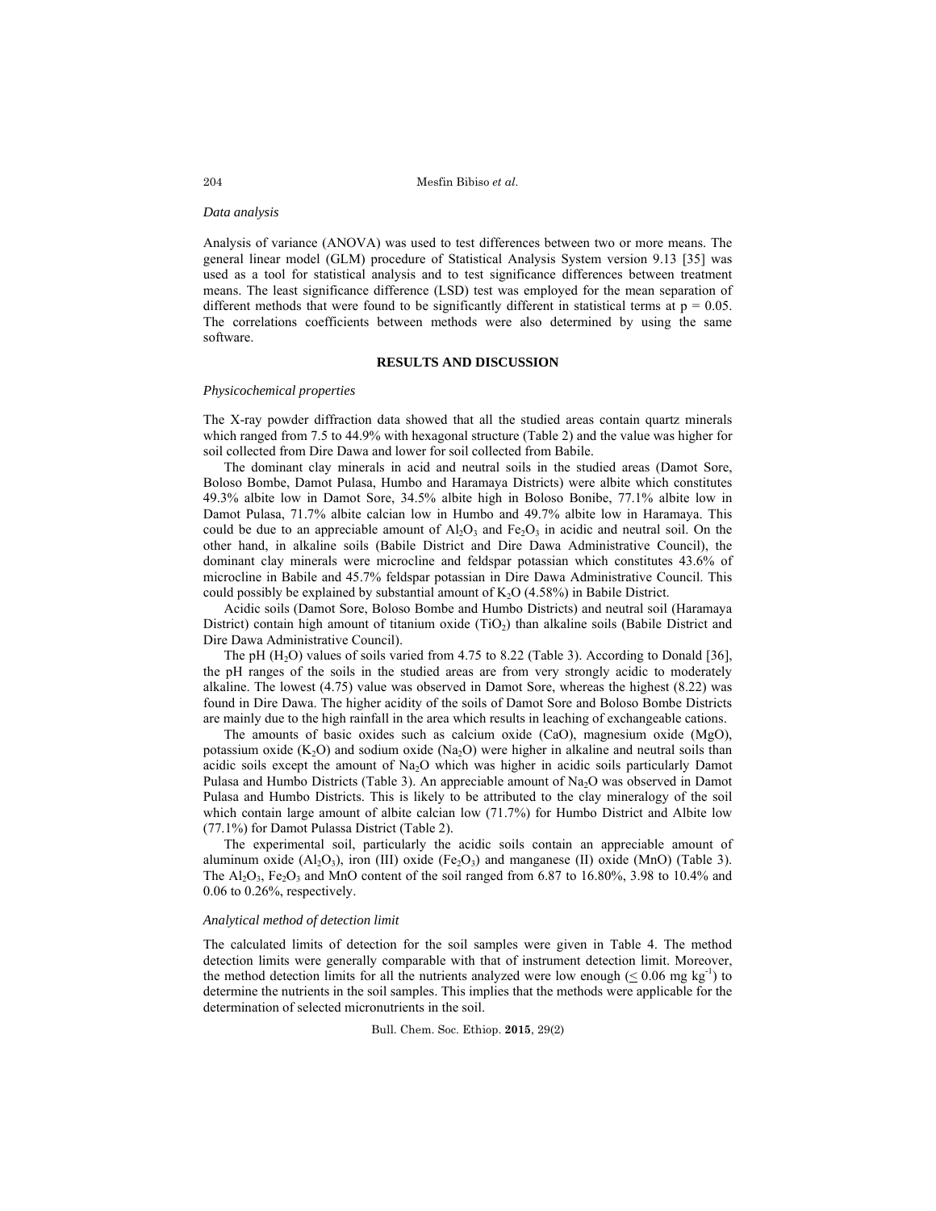*Data analysis*

Analysis of variance (ANOVA) was used to test differences between two or more means. The general linear model (GLM) procedure of Statistical Analysis System version 9.13 [35] was used as a tool for statistical analysis and to test significance differences between treatment means. The least significance difference (LSD) test was employed for the mean separation of different methods that were found to be significantly different in statistical terms at p = 0.05. The correlations coefficients between methods were also determined by using the same software.

## RESULTS AND DISCUSSION

*Physicochemical properties*

The X-ray powder diffraction data showed that all the studied areas contain quartz minerals which ranged from 7.5 to 44.9% with hexagonal structure (Table 2) and the value was higher for soil collected from Dire Dawa and lower for soil collected from Babile.

The dominant clay minerals in acid and neutral soils in the studied areas (Damot Sore, Boloso Bombe, Damot Pulasa, Humbo and Haramaya Districts) were albite which constitutes 49.3% albite low in Damot Sore, 34.5% albite high in Boloso Bonibe, 77.1% albite low in Damot Pulasa, 71.7% albite calcian low in Humbo and 49.7% albite low in Haramaya. This could be due to an appreciable amount of $Al_2O_3$ and $Fe_2O_3$ in acidic and neutral soil. On the other hand, in alkaline soils (Babile District and Dire Dawa Administrative Council), the dominant clay minerals were microcline and feldspar potassian which constitutes 43.6% of microcline in Babile and 45.7% feldspar potassian in Dire Dawa Administrative Council. This could possibly be explained by substantial amount of $K_2O$ (4.58%) in Babile District.

Acidic soils (Damot Sore, Boloso Bombe and Humbo Districts) and neutral soil (Haramaya District) contain high amount of titanium oxide ($TiO_2$) than alkaline soils (Babile District and Dire Dawa Administrative Council).

The pH ($H_2O$) values of soils varied from 4.75 to 8.22 (Table 3). According to Donald [36], the pH ranges of the soils in the studied areas are from very strongly acidic to moderately alkaline. The lowest (4.75) value was observed in Damot Sore, whereas the highest (8.22) was found in Dire Dawa. The higher acidity of the soils of Damot Sore and Boloso Bombe Districts are mainly due to the high rainfall in the area which results in leaching of exchangeable cations.

The amounts of basic oxides such as calcium oxide (CaO), magnesium oxide (MgO), potassium oxide ($K_2O$) and sodium oxide ($Na_2O$) were higher in alkaline and neutral soils than acidic soils except the amount of $Na_2O$ which was higher in acidic soils particularly Damot Pulasa and Humbo Districts (Table 3). An appreciable amount of $Na_2O$ was observed in Damot Pulasa and Humbo Districts. This is likely to be attributed to the clay mineralogy of the soil which contain large amount of albite calcian low (71.7%) for Humbo District and Albite low (77.1%) for Damot Pulassa District (Table 2).

The experimental soil, particularly the acidic soils contain an appreciable amount of aluminum oxide ($Al_2O_3$), iron (III) oxide ($Fe_2O_3$) and manganese (II) oxide (MnO) (Table 3). The $Al_2O_3$, $Fe_2O_3$ and MnO content of the soil ranged from 6.87 to 16.80%, 3.98 to 10.4% and 0.06 to 0.26%, respectively.

*Analytical method of detection limit*

The calculated limits of detection for the soil samples were given in Table 4. The method detection limits were generally comparable with that of instrument detection limit. Moreover, the method detection limits for all the nutrients analyzed were low enough ($\leq$ 0.06 mg kg$^{-1}$) to determine the nutrients in the soil samples. This implies that the methods were applicable for the determination of selected micronutrients in the soil.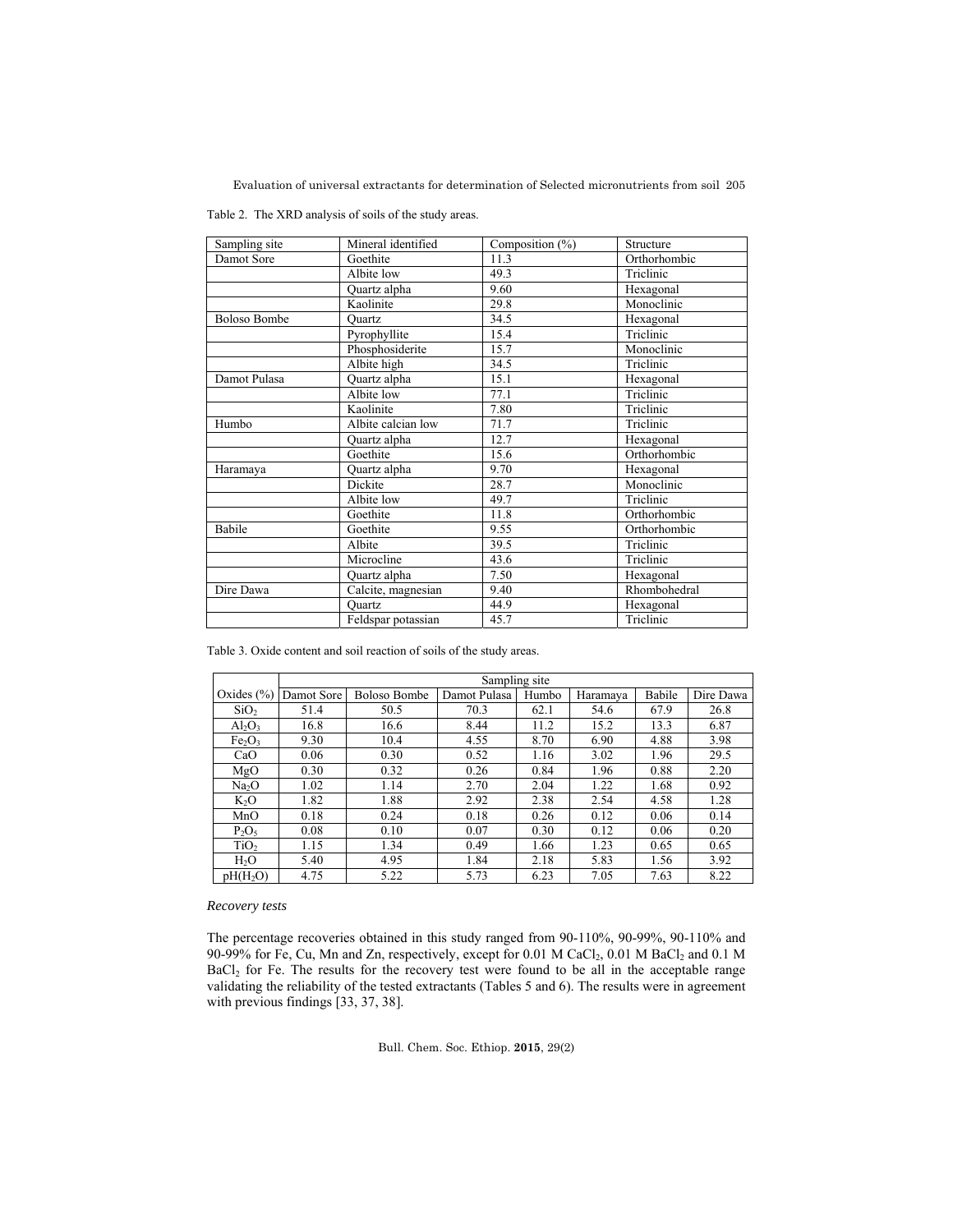Table 2. The XRD analysis of soils of the study areas.

| Sampling site | Mineral identified | Composition (%) | Structure |
|---|---|---|---|
| Damot Sore | Goethite | 11.3 | Orthorhombic |
| | Albite low | 49.3 | Triclinic |
| | Quartz alpha | 9.60 | Hexagonal |
| | Kaolinite | 29.8 | Monoclinic |
| Boloso Bombe | Quartz | 34.5 | Hexagonal |
| | Pyrophyllite | 15.4 | Triclinic |
| | Phosphosiderite | 15.7 | Monoclinic |
| | Albite high | 34.5 | Triclinic |
| Damot Pulasa | Quartz alpha | 15.1 | Hexagonal |
| | Albite low | 77.1 | Triclinic |
| | Kaolinite | 7.80 | Triclinic |
| Humbo | Albite calcian low | 71.7 | Triclinic |
| | Quartz alpha | 12.7 | Hexagonal |
| | Goethite | 15.6 | Orthorhombic |
| Haramaya | Quartz alpha | 9.70 | Hexagonal |
| | Dickite | 28.7 | Monoclinic |
| | Albite low | 49.7 | Triclinic |
| | Goethite | 11.8 | Orthorhombic |
| Babile | Goethite | 9.55 | Orthorhombic |
| | Albite | 39.5 | Triclinic |
| | Microcline | 43.6 | Triclinic |
| | Quartz alpha | 7.50 | Hexagonal |
| Dire Dawa | Calcite, magnesian | 9.40 | Rhombohedral |
| | Quartz | 44.9 | Hexagonal |
| | Feldspar potassian | 45.7 | Triclinic |

Table 3. Oxide content and soil reaction of soils of the study areas.

| | Sampling site | | | | | | |
|---|---|---|---|---|---|---|---|
| Oxides (%) | Damot Sore | Boloso Bombe | Damot Pulasa | Humbo | Haramaya | Babile | Dire Dawa |
| $SiO_2$ | 51.4 | 50.5 | 70.3 | 62.1 | 54.6 | 67.9 | 26.8 |
| $Al_2O_3$ | 16.8 | 16.6 | 8.44 | 11.2 | 15.2 | 13.3 | 6.87 |
| $Fe_2O_3$ | 9.30 | 10.4 | 4.55 | 8.70 | 6.90 | 4.88 | 3.98 |
| CaO | 0.06 | 0.30 | 0.52 | 1.16 | 3.02 | 1.96 | 29.5 |
| MgO | 0.30 | 0.32 | 0.26 | 0.84 | 1.96 | 0.88 | 2.20 |
| $Na_2O$ | 1.02 | 1.14 | 2.70 | 2.04 | 1.22 | 1.68 | 0.92 |
| $K_2O$ | 1.82 | 1.88 | 2.92 | 2.38 | 2.54 | 4.58 | 1.28 |
| MnO | 0.18 | 0.24 | 0.18 | 0.26 | 0.12 | 0.06 | 0.14 |
| $P_2O_5$ | 0.08 | 0.10 | 0.07 | 0.30 | 0.12 | 0.06 | 0.20 |
| $TiO_2$ | 1.15 | 1.34 | 0.49 | 1.66 | 1.23 | 0.65 | 0.65 |
| $H_2O$ | 5.40 | 4.95 | 1.84 | 2.18 | 5.83 | 1.56 | 3.92 |
| pH($H_2O$) | 4.75 | 5.22 | 5.73 | 6.23 | 7.05 | 7.63 | 8.22 |

*Recovery tests*

The percentage recoveries obtained in this study ranged from 90-110%, 90-99%, 90-110% and 90-99% for Fe, Cu, Mn and Zn, respectively, except for 0.01 M $CaCl_2$, 0.01 M $BaCl_2$ and 0.1 M $BaCl_2$ for Fe. The results for the recovery test were found to be all in the acceptable range validating the reliability of the tested extractants (Tables 5 and 6). The results were in agreement with previous findings [33, 37, 38].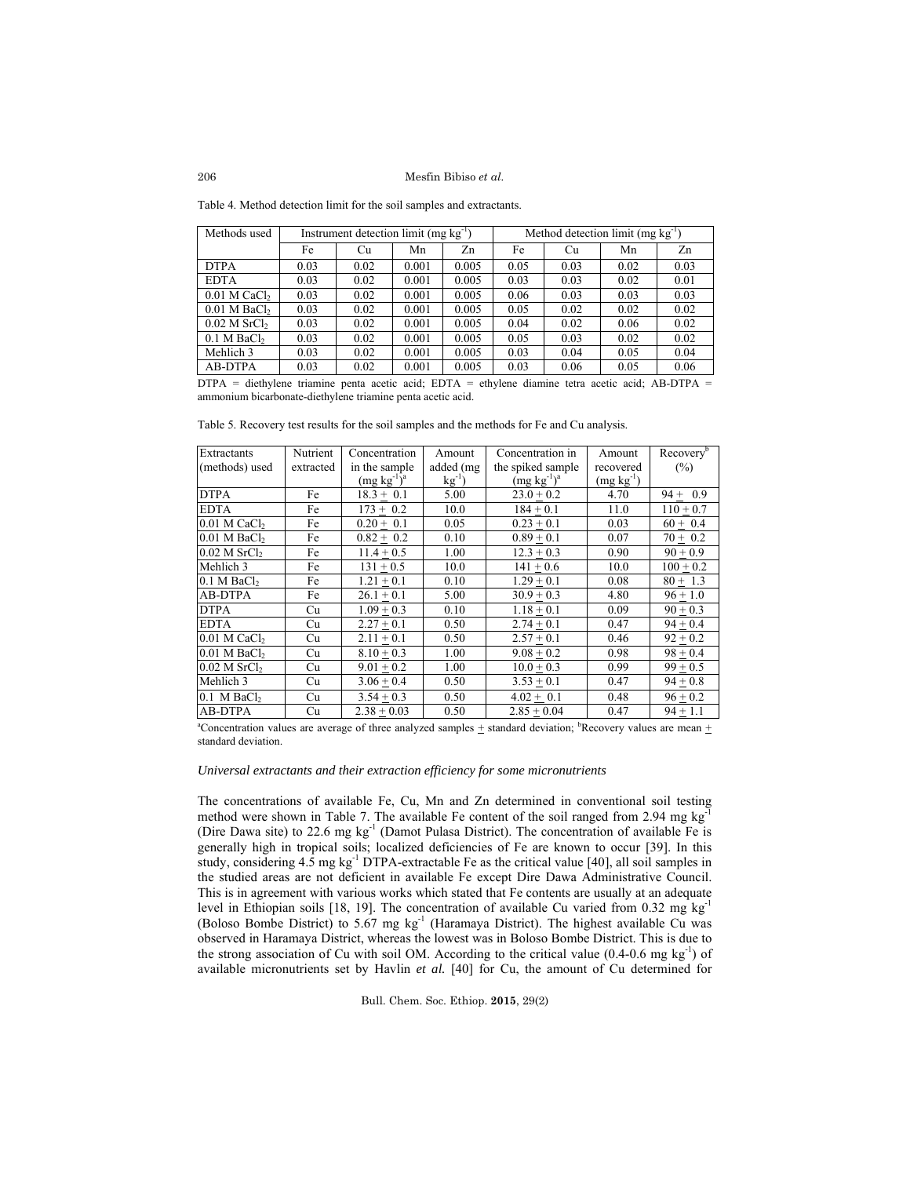Table 4. Method detection limit for the soil samples and extractants.

| Methods used | Instrument detection limit (mg kg$^{-1}$) | | | | Method detection limit (mg kg$^{-1}$) | | | |
|---|---|---|---|---|---|---|---|---|
| | Fe | Cu | Mn | Zn | Fe | Cu | Mn | Zn |
| DTPA | 0.03 | 0.02 | 0.001 | 0.005 | 0.05 | 0.03 | 0.02 | 0.03 |
| EDTA | 0.03 | 0.02 | 0.001 | 0.005 | 0.03 | 0.03 | 0.02 | 0.01 |
| 0.01 M $CaCl_2$ | 0.03 | 0.02 | 0.001 | 0.005 | 0.06 | 0.03 | 0.03 | 0.03 |
| 0.01 M $BaCl_2$ | 0.03 | 0.02 | 0.001 | 0.005 | 0.05 | 0.02 | 0.02 | 0.02 |
| 0.02 M $SrCl_2$ | 0.03 | 0.02 | 0.001 | 0.005 | 0.04 | 0.02 | 0.06 | 0.02 |
| 0.1 M $BaCl_2$ | 0.03 | 0.02 | 0.001 | 0.005 | 0.05 | 0.03 | 0.02 | 0.02 |
| Mehlich 3 | 0.03 | 0.02 | 0.001 | 0.005 | 0.03 | 0.04 | 0.05 | 0.04 |
| AB-DTPA | 0.03 | 0.02 | 0.001 | 0.005 | 0.03 | 0.06 | 0.05 | 0.06 |

DTPA = diethylene triamine penta acetic acid; EDTA = ethylene diamine tetra acetic acid; AB-DTPA = ammonium bicarbonate-diethylene triamine penta acetic acid.

Table 5. Recovery test results for the soil samples and the methods for Fe and Cu analysis.

| Extractants (methods) used | Nutrient extracted | Concentration in the sample (mg kg$^{-1}$)[a] | Amount added (mg kg$^{-1}$) | Concentration in the spiked sample (mg kg$^{-1}$)[a] | Amount recovered (mg kg$^{-1}$) | Recovery[b] (%) |
|---|---|---|---|---|---|---|
| DTPA | Fe | 18.3 ± 0.1 | 5.00 | 23.0 ± 0.2 | 4.70 | 94 ± 0.9 |
| EDTA | Fe | 173 ± 0.2 | 10.0 | 184 ± 0.1 | 11.0 | 110 ± 0.7 |
| 0.01 M $CaCl_2$ | Fe | 0.20 ± 0.1 | 0.05 | 0.23 ± 0.1 | 0.03 | 60 ± 0.4 |
| 0.01 M $BaCl_2$ | Fe | 0.82 ± 0.2 | 0.10 | 0.89 ± 0.1 | 0.07 | 70 ± 0.2 |
| 0.02 M $SrCl_2$ | Fe | 11.4 ± 0.5 | 1.00 | 12.3 ± 0.3 | 0.90 | 90 ± 0.9 |
| Mehlich 3 | Fe | 131 ± 0.5 | 10.0 | 141 ± 0.6 | 10.0 | 100 ± 0.2 |
| 0.1 M $BaCl_2$ | Fe | 1.21 ± 0.1 | 0.10 | 1.29 ± 0.1 | 0.08 | 80 ± 1.3 |
| AB-DTPA | Fe | 26.1 ± 0.1 | 5.00 | 30.9 ± 0.3 | 4.80 | 96 ± 1.0 |
| DTPA | Cu | 1.09 ± 0.3 | 0.10 | 1.18 ± 0.1 | 0.09 | 90 ± 0.3 |
| EDTA | Cu | 2.27 ± 0.1 | 0.50 | 2.74 ± 0.1 | 0.47 | 94 ± 0.4 |
| 0.01 M $CaCl_2$ | Cu | 2.11 ± 0.1 | 0.50 | 2.57 ± 0.1 | 0.46 | 92 ± 0.2 |
| 0.01 M $BaCl_2$ | Cu | 8.10 ± 0.3 | 1.00 | 9.08 ± 0.2 | 0.98 | 98 ± 0.4 |
| 0.02 M $SrCl_2$ | Cu | 9.01 ± 0.2 | 1.00 | 10.0 ± 0.3 | 0.99 | 99 ± 0.5 |
| Mehlich 3 | Cu | 3.06 ± 0.4 | 0.50 | 3.53 ± 0.1 | 0.47 | 94 ± 0.8 |
| 0.1 M $BaCl_2$ | Cu | 3.54 ± 0.3 | 0.50 | 4.02 ± 0.1 | 0.48 | 96 ± 0.2 |
| AB-DTPA | Cu | 2.38 ± 0.03 | 0.50 | 2.85 ± 0.04 | 0.47 | 94 ± 1.1 |

[a]Concentration values are average of three analyzed samples ± standard deviation; [b]Recovery values are mean ± standard deviation.

### *Universal extractants and their extraction efficiency for some micronutrients*

The concentrations of available Fe, Cu, Mn and Zn determined in conventional soil testing method were shown in Table 7. The available Fe content of the soil ranged from 2.94 mg kg$^{-1}$ (Dire Dawa site) to 22.6 mg kg$^{-1}$ (Damot Pulasa District). The concentration of available Fe is generally high in tropical soils; localized deficiencies of Fe are known to occur [39]. In this study, considering 4.5 mg kg$^{-1}$ DTPA-extractable Fe as the critical value [40], all soil samples in the studied areas are not deficient in available Fe except Dire Dawa Administrative Council. This is in agreement with various works which stated that Fe contents are usually at an adequate level in Ethiopian soils [18, 19]. The concentration of available Cu varied from 0.32 mg kg$^{-1}$ (Boloso Bombe District) to 5.67 mg kg$^{-1}$ (Haramaya District). The highest available Cu was observed in Haramaya District, whereas the lowest was in Boloso Bombe District. This is due to the strong association of Cu with soil OM. According to the critical value (0.4-0.6 mg kg$^{-1}$) of available micronutrients set by Havlin *et al.* [40] for Cu, the amount of Cu determined for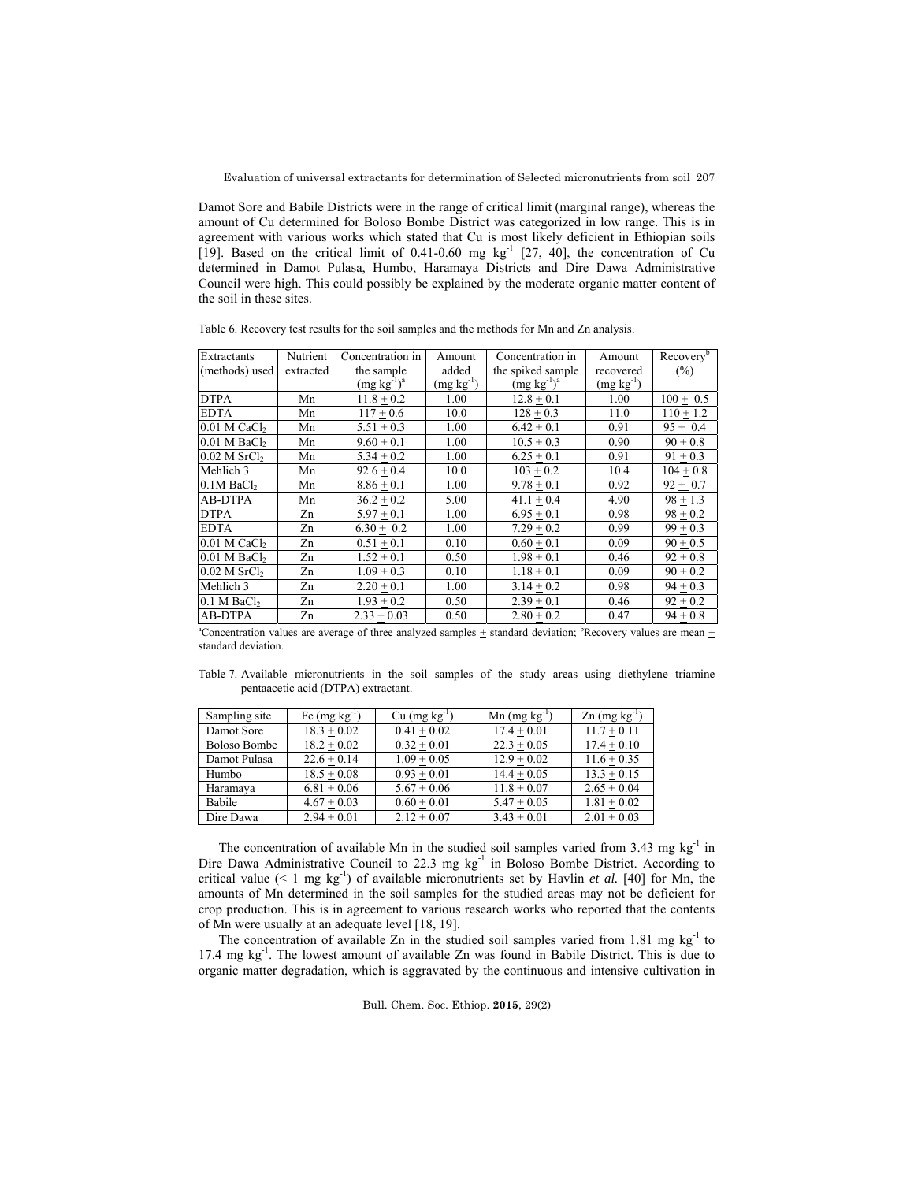Damot Sore and Babile Districts were in the range of critical limit (marginal range), whereas the amount of Cu determined for Boloso Bombe District was categorized in low range. This is in agreement with various works which stated that Cu is most likely deficient in Ethiopian soils [19]. Based on the critical limit of 0.41-0.60 mg $kg^{-1}$ [27, 40], the concentration of Cu determined in Damot Pulasa, Humbo, Haramaya Districts and Dire Dawa Administrative Council were high. This could possibly be explained by the moderate organic matter content of the soil in these sites.

Table 6. Recovery test results for the soil samples and the methods for Mn and Zn analysis.

| Extractants (methods) used | Nutrient extracted | Concentration in the sample (mg $kg^{-1}$)[a] | Amount added (mg $kg^{-1}$) | Concentration in the spiked sample (mg $kg^{-1}$)[a] | Amount recovered (mg $kg^{-1}$) | Recovery[b] (%) |
|---|---|---|---|---|---|---|
| DTPA | Mn | 11.8 ± 0.2 | 1.00 | 12.8 ± 0.1 | 1.00 | 100 ± 0.5 |
| EDTA | Mn | 117 ± 0.6 | 10.0 | 128 ± 0.3 | 11.0 | 110 ± 1.2 |
| 0.01 M $CaCl_2$ | Mn | 5.51 ± 0.3 | 1.00 | 6.42 ± 0.1 | 0.91 | 95 ± 0.4 |
| 0.01 M $BaCl_2$ | Mn | 9.60 ± 0.1 | 1.00 | 10.5 ± 0.3 | 0.90 | 90 ± 0.8 |
| 0.02 M $SrCl_2$ | Mn | 5.34 ± 0.2 | 1.00 | 6.25 ± 0.1 | 0.91 | 91 ± 0.3 |
| Mehlich 3 | Mn | 92.6 ± 0.4 | 10.0 | 103 ± 0.2 | 10.4 | 104 ± 0.8 |
| 0.1M $BaCl_2$ | Mn | 8.86 ± 0.1 | 1.00 | 9.78 ± 0.1 | 0.92 | 92 ± 0.7 |
| AB-DTPA | Mn | 36.2 ± 0.2 | 5.00 | 41.1 ± 0.4 | 4.90 | 98 ± 1.3 |
| DTPA | Zn | 5.97 ± 0.1 | 1.00 | 6.95 ± 0.1 | 0.98 | 98 ± 0.2 |
| EDTA | Zn | 6.30 ± 0.2 | 1.00 | 7.29 ± 0.2 | 0.99 | 99 ± 0.3 |
| 0.01 M $CaCl_2$ | Zn | 0.51 ± 0.1 | 0.10 | 0.60 ± 0.1 | 0.09 | 90 ± 0.5 |
| 0.01 M $BaCl_2$ | Zn | 1.52 ± 0.1 | 0.50 | 1.98 ± 0.1 | 0.46 | 92 ± 0.8 |
| 0.02 M $SrCl_2$ | Zn | 1.09 ± 0.3 | 0.10 | 1.18 ± 0.1 | 0.09 | 90 ± 0.2 |
| Mehlich 3 | Zn | 2.20 ± 0.1 | 1.00 | 3.14 ± 0.2 | 0.98 | 94 ± 0.3 |
| 0.1 M $BaCl_2$ | Zn | 1.93 ± 0.2 | 0.50 | 2.39 ± 0.1 | 0.46 | 92 ± 0.2 |
| AB-DTPA | Zn | 2.33 ± 0.03 | 0.50 | 2.80 ± 0.2 | 0.47 | 94 ± 0.8 |

[a]Concentration values are average of three analyzed samples ± standard deviation; [b]Recovery values are mean ± standard deviation.

Table 7. Available micronutrients in the soil samples of the study areas using diethylene triamine pentaacetic acid (DTPA) extractant.

| Sampling site | Fe (mg $kg^{-1}$) | Cu (mg $kg^{-1}$) | Mn (mg $kg^{-1}$) | Zn (mg $kg^{-1}$) |
|---|---|---|---|---|
| Damot Sore | 18.3 ± 0.02 | 0.41 ± 0.02 | 17.4 ± 0.01 | 11.7 ± 0.11 |
| Boloso Bombe | 18.2 ± 0.02 | 0.32 ± 0.01 | 22.3 ± 0.05 | 17.4 ± 0.10 |
| Damot Pulasa | 22.6 ± 0.14 | 1.09 ± 0.05 | 12.9 ± 0.02 | 11.6 ± 0.35 |
| Humbo | 18.5 ± 0.08 | 0.93 ± 0.01 | 14.4 ± 0.05 | 13.3 ± 0.15 |
| Haramaya | 6.81 ± 0.06 | 5.67 ± 0.06 | 11.8 ± 0.07 | 2.65 ± 0.04 |
| Babile | 4.67 ± 0.03 | 0.60 ± 0.01 | 5.47 ± 0.05 | 1.81 ± 0.02 |
| Dire Dawa | 2.94 ± 0.01 | 2.12 ± 0.07 | 3.43 ± 0.01 | 2.01 ± 0.03 |

The concentration of available Mn in the studied soil samples varied from 3.43 mg $kg^{-1}$ in Dire Dawa Administrative Council to 22.3 mg $kg^{-1}$ in Boloso Bombe District. According to critical value (< 1 mg $kg^{-1}$) of available micronutrients set by Havlin *et al.* [40] for Mn, the amounts of Mn determined in the soil samples for the studied areas may not be deficient for crop production. This is in agreement to various research works who reported that the contents of Mn were usually at an adequate level [18, 19].

The concentration of available Zn in the studied soil samples varied from 1.81 mg $kg^{-1}$ to 17.4 mg $kg^{-1}$. The lowest amount of available Zn was found in Babile District. This is due to organic matter degradation, which is aggravated by the continuous and intensive cultivation in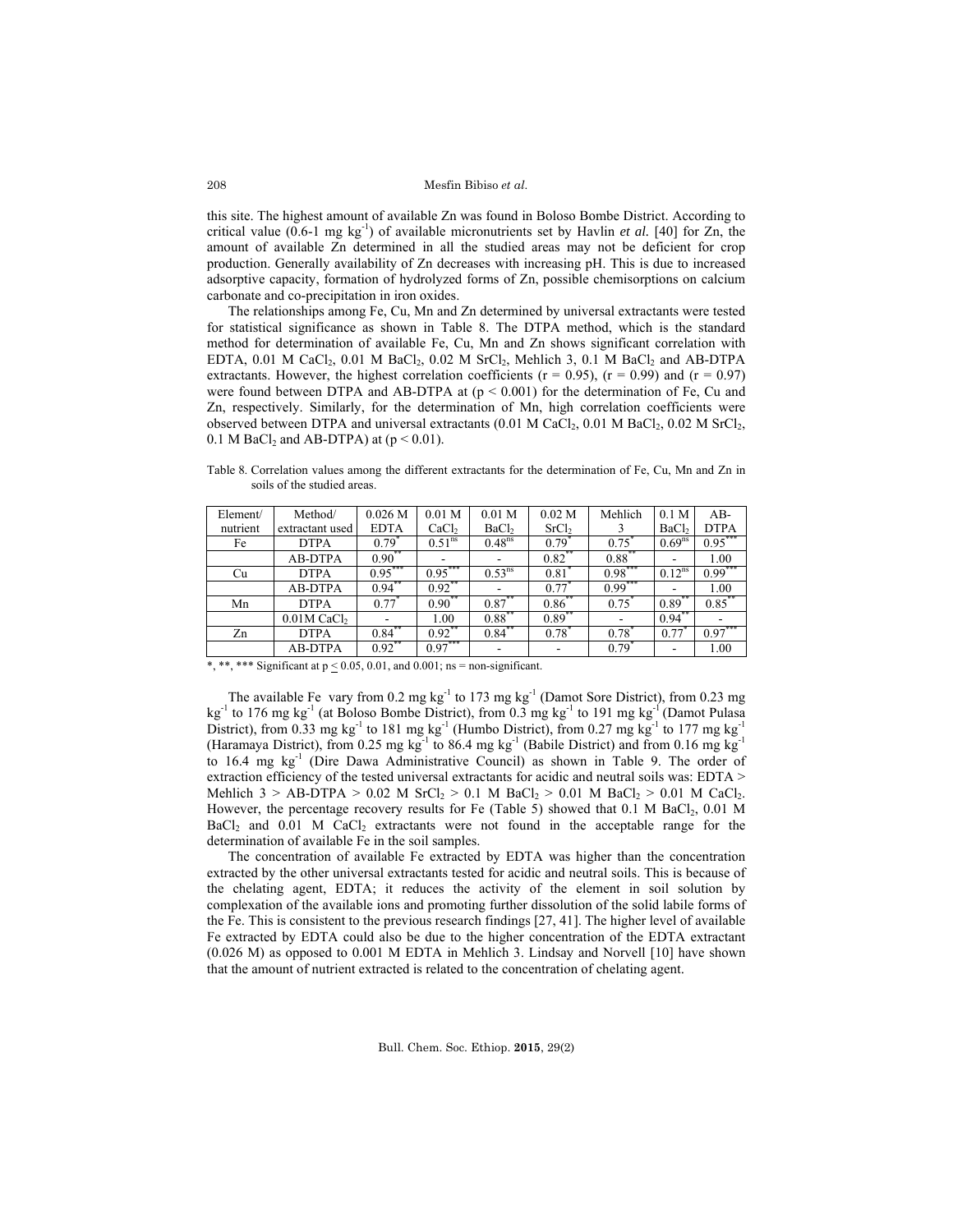this site. The highest amount of available Zn was found in Boloso Bombe District. According to critical value (0.6-1 mg $kg^{-1}$) of available micronutrients set by Havlin *et al.* [40] for Zn, the amount of available Zn determined in all the studied areas may not be deficient for crop production. Generally availability of Zn decreases with increasing pH. This is due to increased adsorptive capacity, formation of hydrolyzed forms of Zn, possible chemisorptions on calcium carbonate and co-precipitation in iron oxides.

The relationships among Fe, Cu, Mn and Zn determined by universal extractants were tested for statistical significance as shown in Table 8. The DTPA method, which is the standard method for determination of available Fe, Cu, Mn and Zn shows significant correlation with EDTA, 0.01 M $CaCl_2$, 0.01 M $BaCl_2$, 0.02 M $SrCl_2$, Mehlich 3, 0.1 M $BaCl_2$ and AB-DTPA extractants. However, the highest correlation coefficients ($r = 0.95$), ($r = 0.99$) and ($r = 0.97$) were found between DTPA and AB-DTPA at ($p < 0.001$) for the determination of Fe, Cu and Zn, respectively. Similarly, for the determination of Mn, high correlation coefficients were observed between DTPA and universal extractants (0.01 M $CaCl_2$, 0.01 M $BaCl_2$, 0.02 M $SrCl_2$, 0.1 M $BaCl_2$ and AB-DTPA) at ($p < 0.01$).

Table 8. Correlation values among the different extractants for the determination of Fe, Cu, Mn and Zn in soils of the studied areas.

| Element/ nutrient | Method/ extractant used | 0.026 M EDTA | 0.01 M $CaCl_2$ | 0.01 M $BaCl_2$ | 0.02 M $SrCl_2$ | Mehlich 3 | 0.1 M $BaCl_2$ | AB-DTPA |
|---|---|---|---|---|---|---|---|---|
| Fe | DTPA | $0.79^{*}$ | $0.51^{ns}$ | $0.48^{ns}$ | $0.79^{*}$ | $0.75^{*}$ | $0.69^{ns}$ | $0.95^{***}$ |
| | AB-DTPA | $0.90^{**}$ | - | - | $0.82^{**}$ | $0.88^{**}$ | - | 1.00 |
| Cu | DTPA | $0.95^{***}$ | $0.95^{***}$ | $0.53^{ns}$ | $0.81^{*}$ | $0.98^{***}$ | $0.12^{ns}$ | $0.99^{***}$ |
| | AB-DTPA | $0.94^{**}$ | $0.92^{**}$ | - | $0.77^{*}$ | $0.99^{***}$ | - | 1.00 |
| Mn | DTPA | $0.77^{*}$ | $0.90^{**}$ | $0.87^{**}$ | $0.86^{**}$ | $0.75^{*}$ | $0.89^{**}$ | $0.85^{**}$ |
| | 0.01M $CaCl_2$ | - | 1.00 | $0.88^{**}$ | $0.89^{**}$ | - | $0.94^{**}$ | - |
| Zn | DTPA | $0.84^{**}$ | $0.92^{**}$ | $0.84^{**}$ | $0.78^{*}$ | $0.78^{*}$ | $0.77^{*}$ | $0.97^{***}$ |
| | AB-DTPA | $0.92^{**}$ | $0.97^{***}$ | - | - | $0.79^{*}$ | - | 1.00 |

\*, \*\*, \*\*\* Significant at $p \leq 0.05$, 0.01, and 0.001; ns = non-significant.

The available Fe vary from 0.2 mg $kg^{-1}$ to 173 mg $kg^{-1}$ (Damot Sore District), from 0.23 mg $kg^{-1}$ to 176 mg $kg^{-1}$ (at Boloso Bombe District), from 0.3 mg $kg^{-1}$ to 191 mg $kg^{-1}$ (Damot Pulasa District), from 0.33 mg $kg^{-1}$ to 181 mg $kg^{-1}$ (Humbo District), from 0.27 mg $kg^{-1}$ to 177 mg $kg^{-1}$ (Haramaya District), from 0.25 mg $kg^{-1}$ to 86.4 mg $kg^{-1}$ (Babile District) and from 0.16 mg $kg^{-1}$ to 16.4 mg $kg^{-1}$ (Dire Dawa Administrative Council) as shown in Table 9. The order of extraction efficiency of the tested universal extractants for acidic and neutral soils was: EDTA > Mehlich 3 > AB-DTPA > 0.02 M $SrCl_2$ > 0.1 M $BaCl_2$ > 0.01 M $BaCl_2$ > 0.01 M $CaCl_2$. However, the percentage recovery results for Fe (Table 5) showed that 0.1 M $BaCl_2$, 0.01 M $BaCl_2$ and 0.01 M $CaCl_2$ extractants were not found in the acceptable range for the determination of available Fe in the soil samples.

The concentration of available Fe extracted by EDTA was higher than the concentration extracted by the other universal extractants tested for acidic and neutral soils. This is because of the chelating agent, EDTA; it reduces the activity of the element in soil solution by complexation of the available ions and promoting further dissolution of the solid labile forms of the Fe. This is consistent to the previous research findings [27, 41]. The higher level of available Fe extracted by EDTA could also be due to the higher concentration of the EDTA extractant (0.026 M) as opposed to 0.001 M EDTA in Mehlich 3. Lindsay and Norvell [10] have shown that the amount of nutrient extracted is related to the concentration of chelating agent.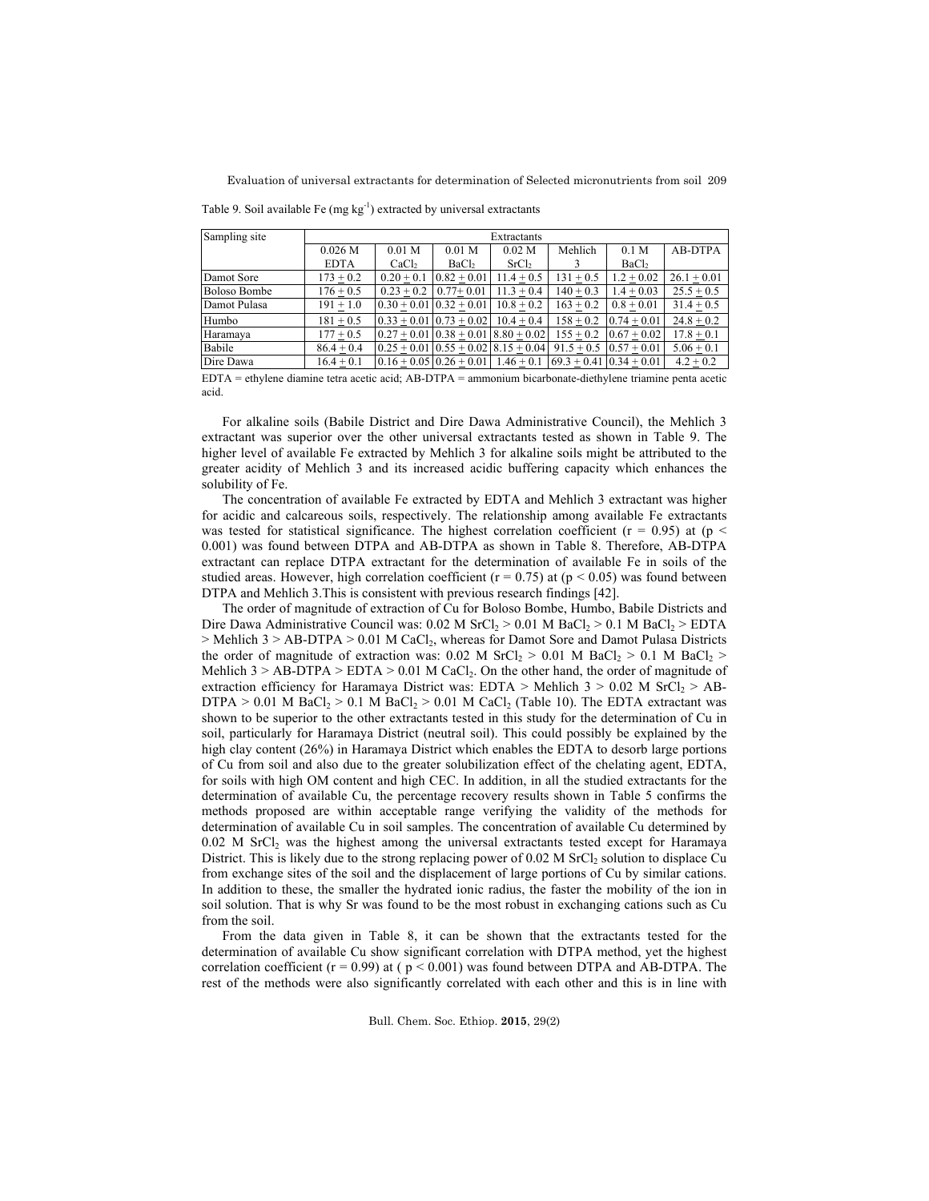Table 9. Soil available Fe (mg $kg^{-1}$) extracted by universal extractants

| Sampling site | Extractants | | | | | | |
|---|---|---|---|---|---|---|---|
| | 0.026 M EDTA | 0.01 M $CaCl_2$ | 0.01 M $BaCl_2$ | 0.02 M $SrCl_2$ | Mehlich 3 | 0.1 M $BaCl_2$ | AB-DTPA |
| Damot Sore | 173 ± 0.2 | 0.20 ± 0.1 | 0.82 ± 0.01 | 11.4 ± 0.5 | 131 ± 0.5 | 1.2 ± 0.02 | 26.1 ± 0.01 |
| Boloso Bombe | 176 ± 0.5 | 0.23 ± 0.2 | 0.77± 0.01 | 11.3 ± 0.4 | 140 ± 0.3 | 1.4 ± 0.03 | 25.5 ± 0.5 |
| Damot Pulasa | 191 ± 1.0 | 0.30 ± 0.01 | 0.32 ± 0.01 | 10.8 ± 0.2 | 163 ± 0.2 | 0.8 ± 0.01 | 31.4 ± 0.5 |
| Humbo | 181 ± 0.5 | 0.33 ± 0.01 | 0.73 ± 0.02 | 10.4 ± 0.4 | 158 ± 0.2 | 0.74 ± 0.01 | 24.8 ± 0.2 |
| Haramaya | 177 ± 0.5 | 0.27 ± 0.01 | 0.38 ± 0.01 | 8.80 ± 0.02 | 155 ± 0.2 | 0.67 ± 0.02 | 17.8 ± 0.1 |
| Babile | 86.4 ± 0.4 | 0.25 ± 0.01 | 0.55 ± 0.02 | 8.15 ± 0.04 | 91.5 ± 0.5 | 0.57 ± 0.01 | 5.06 ± 0.1 |
| Dire Dawa | 16.4 ± 0.1 | 0.16 ± 0.05 | 0.26 ± 0.01 | 1.46 ± 0.1 | 69.3 ± 0.41 | 0.34 ± 0.01 | 4.2 ± 0.2 |

EDTA = ethylene diamine tetra acetic acid; AB-DTPA = ammonium bicarbonate-diethylene triamine penta acetic acid.

For alkaline soils (Babile District and Dire Dawa Administrative Council), the Mehlich 3 extractant was superior over the other universal extractants tested as shown in Table 9. The higher level of available Fe extracted by Mehlich 3 for alkaline soils might be attributed to the greater acidity of Mehlich 3 and its increased acidic buffering capacity which enhances the solubility of Fe.

The concentration of available Fe extracted by EDTA and Mehlich 3 extractant was higher for acidic and calcareous soils, respectively. The relationship among available Fe extractants was tested for statistical significance. The highest correlation coefficient ($r = 0.95$) at ($p < 0.001$) was found between DTPA and AB-DTPA as shown in Table 8. Therefore, AB-DTPA extractant can replace DTPA extractant for the determination of available Fe in soils of the studied areas. However, high correlation coefficient ($r = 0.75$) at ($p < 0.05$) was found between DTPA and Mehlich 3.This is consistent with previous research findings [42].

The order of magnitude of extraction of Cu for Boloso Bombe, Humbo, Babile Districts and Dire Dawa Administrative Council was: 0.02 M $SrCl_2$ > 0.01 M $BaCl_2$ > 0.1 M $BaCl_2$ > EDTA > Mehlich 3 > AB-DTPA > 0.01 M $CaCl_2$, whereas for Damot Sore and Damot Pulasa Districts the order of magnitude of extraction was: 0.02 M $SrCl_2$ > 0.01 M $BaCl_2$ > 0.1 M $BaCl_2$ > Mehlich 3 > AB-DTPA > EDTA > 0.01 M $CaCl_2$. On the other hand, the order of magnitude of extraction efficiency for Haramaya District was: EDTA > Mehlich 3 > 0.02 M $SrCl_2$ > AB-DTPA > 0.01 M $BaCl_2$ > 0.1 M $BaCl_2$ > 0.01 M $CaCl_2$ (Table 10). The EDTA extractant was shown to be superior to the other extractants tested in this study for the determination of Cu in soil, particularly for Haramaya District (neutral soil). This could possibly be explained by the high clay content (26%) in Haramaya District which enables the EDTA to desorb large portions of Cu from soil and also due to the greater solubilization effect of the chelating agent, EDTA, for soils with high OM content and high CEC. In addition, in all the studied extractants for the determination of available Cu, the percentage recovery results shown in Table 5 confirms the methods proposed are within acceptable range verifying the validity of the methods for determination of available Cu in soil samples. The concentration of available Cu determined by 0.02 M $SrCl_2$ was the highest among the universal extractants tested except for Haramaya District. This is likely due to the strong replacing power of 0.02 M $SrCl_2$ solution to displace Cu from exchange sites of the soil and the displacement of large portions of Cu by similar cations. In addition to these, the smaller the hydrated ionic radius, the faster the mobility of the ion in soil solution. That is why Sr was found to be the most robust in exchanging cations such as Cu from the soil.

From the data given in Table 8, it can be shown that the extractants tested for the determination of available Cu show significant correlation with DTPA method, yet the highest correlation coefficient ($r = 0.99$) at ( $p < 0.001$) was found between DTPA and AB-DTPA. The rest of the methods were also significantly correlated with each other and this is in line with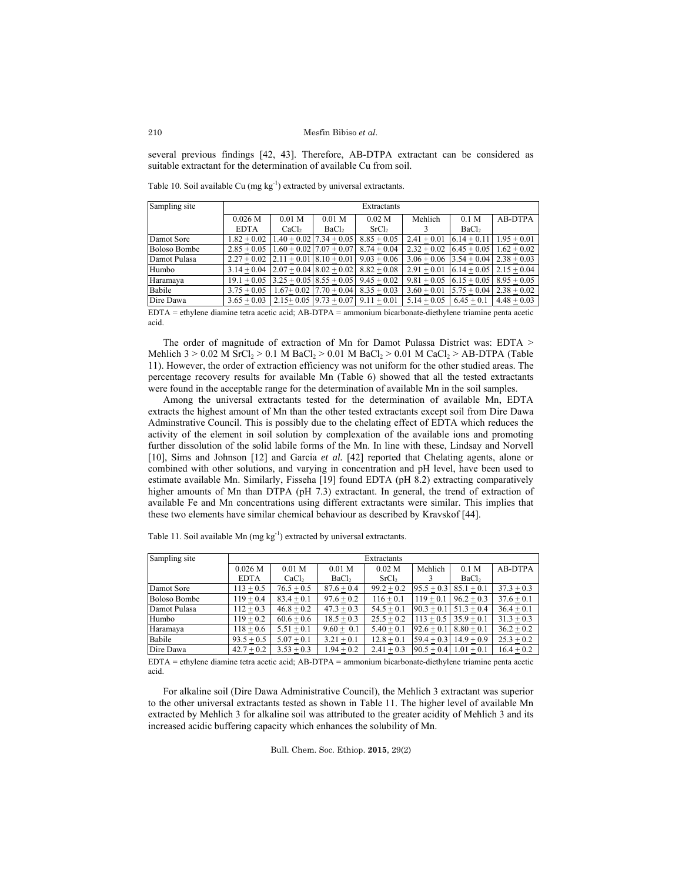several previous findings [42, 43]. Therefore, AB-DTPA extractant can be considered as suitable extractant for the determination of available Cu from soil.

Table 10. Soil available Cu (mg $kg^{-1}$) extracted by universal extractants.

| Sampling site | Extractants | | | | | | |
|---|---|---|---|---|---|---|---|
| | 0.026 M EDTA | 0.01 M $CaCl_2$ | 0.01 M $BaCl_2$ | 0.02 M $SrCl_2$ | Mehlich 3 | 0.1 M $BaCl_2$ | AB-DTPA |
| Damot Sore | 1.82 ± 0.02 | 1.40 ± 0.02 | 7.34 ± 0.05 | 8.85 ± 0.05 | 2.41 ± 0.01 | 6.14 ± 0.11 | 1.95 ± 0.01 |
| Boloso Bombe | 2.85 ± 0.05 | 1.60 ± 0.02 | 7.07 ± 0.07 | 8.74 ± 0.04 | 2.32 ± 0.02 | 6.45 ± 0.05 | 1.62 ± 0.02 |
| Damot Pulasa | 2.27 ± 0.02 | 2.11 ± 0.01 | 8.10 ± 0.01 | 9.03 ± 0.06 | 3.06 ± 0.06 | 3.54 ± 0.04 | 2.38 ± 0.03 |
| Humbo | 3.14 ± 0.04 | 2.07 ± 0.04 | 8.02 ± 0.02 | 8.82 ± 0.08 | 2.91 ± 0.01 | 6.14 ± 0.05 | 2.15 ± 0.04 |
| Haramaya | 19.1 ± 0.05 | 3.25 ± 0.05 | 8.55 ± 0.05 | 9.45 ± 0.02 | 9.81 ± 0.05 | 6.15 ± 0.05 | 8.95 ± 0.05 |
| Babile | 3.75 ± 0.05 | 1.67± 0.02 | 7.70 ± 0.04 | 8.35 ± 0.03 | 3.60 ± 0.01 | 5.75 ± 0.04 | 2.38 ± 0.02 |
| Dire Dawa | 3.65 ± 0.03 | 2.15± 0.05 | 9.73 ± 0.07 | 9.11 ± 0.01 | 5.14 ± 0.05 | 6.45 ± 0.1 | 4.48 ± 0.03 |

EDTA = ethylene diamine tetra acetic acid; AB-DTPA = ammonium bicarbonate-diethylene triamine penta acetic acid.

The order of magnitude of extraction of Mn for Damot Pulassa District was: EDTA > Mehlich 3 > 0.02 M $SrCl_2$ > 0.1 M $BaCl_2$ > 0.01 M $BaCl_2$ > 0.01 M $CaCl_2$ > AB-DTPA (Table 11). However, the order of extraction efficiency was not uniform for the other studied areas. The percentage recovery results for available Mn (Table 6) showed that all the tested extractants were found in the acceptable range for the determination of available Mn in the soil samples.

Among the universal extractants tested for the determination of available Mn, EDTA extracts the highest amount of Mn than the other tested extractants except soil from Dire Dawa Adminstrative Council. This is possibly due to the chelating effect of EDTA which reduces the activity of the element in soil solution by complexation of the available ions and promoting further dissolution of the solid labile forms of the Mn. In line with these, Lindsay and Norvell [10], Sims and Johnson [12] and Garcia *et al.* [42] reported that Chelating agents, alone or combined with other solutions, and varying in concentration and pH level, have been used to estimate available Mn. Similarly, Fisseha [19] found EDTA (pH 8.2) extracting comparatively higher amounts of Mn than DTPA (pH 7.3) extractant. In general, the trend of extraction of available Fe and Mn concentrations using different extractants were similar. This implies that these two elements have similar chemical behaviour as described by Kravskof [44].

Table 11. Soil available Mn (mg $kg^{-1}$) extracted by universal extractants.

| Sampling site | Extractants | | | | | | |
|---|---|---|---|---|---|---|---|
| | 0.026 M EDTA | 0.01 M $CaCl_2$ | 0.01 M $BaCl_2$ | 0.02 M $SrCl_2$ | Mehlich 3 | 0.1 M $BaCl_2$ | AB-DTPA |
| Damot Sore | 113 ± 0.5 | 76.5 ± 0.5 | 87.6 ± 0.4 | 99.2 ± 0.2 | 95.5 ± 0.3 | 85.1 ± 0.1 | 37.3 ± 0.3 |
| Boloso Bombe | 119 ± 0.4 | 83.4 ± 0.1 | 97.6 ± 0.2 | 116 ± 0.1 | 119 ± 0.1 | 96.2 ± 0.3 | 37.6 ± 0.1 |
| Damot Pulasa | 112 ± 0.3 | 46.8 ± 0.2 | 47.3 ± 0.3 | 54.5 ± 0.1 | 90.3 ± 0.1 | 51.3 ± 0.4 | 36.4 ± 0.1 |
| Humbo | 119 ± 0.2 | 60.6 ± 0.6 | 18.5 ± 0.3 | 25.5 ± 0.2 | 113 ± 0.5 | 35.9 ± 0.1 | 31.3 ± 0.3 |
| Haramaya | 118 ± 0.6 | 5.51 ± 0.1 | 9.60 ± 0.1 | 5.40 ± 0.1 | 92.6 ± 0.1 | 8.80 ± 0.1 | 36.2 ± 0.2 |
| Babile | 93.5 ± 0.5 | 5.07 ± 0.1 | 3.21 ± 0.1 | 12.8 ± 0.1 | 59.4 ± 0.3 | 14.9 ± 0.9 | 25.3 ± 0.2 |
| Dire Dawa | 42.7 ± 0.2 | 3.53 ± 0.3 | 1.94 ± 0.2 | 2.41 ± 0.3 | 90.5 ± 0.4 | 1.01 ± 0.1 | 16.4 ± 0.2 |

EDTA = ethylene diamine tetra acetic acid; AB-DTPA = ammonium bicarbonate-diethylene triamine penta acetic acid.

For alkaline soil (Dire Dawa Administrative Council), the Mehlich 3 extractant was superior to the other universal extractants tested as shown in Table 11. The higher level of available Mn extracted by Mehlich 3 for alkaline soil was attributed to the greater acidity of Mehlich 3 and its increased acidic buffering capacity which enhances the solubility of Mn.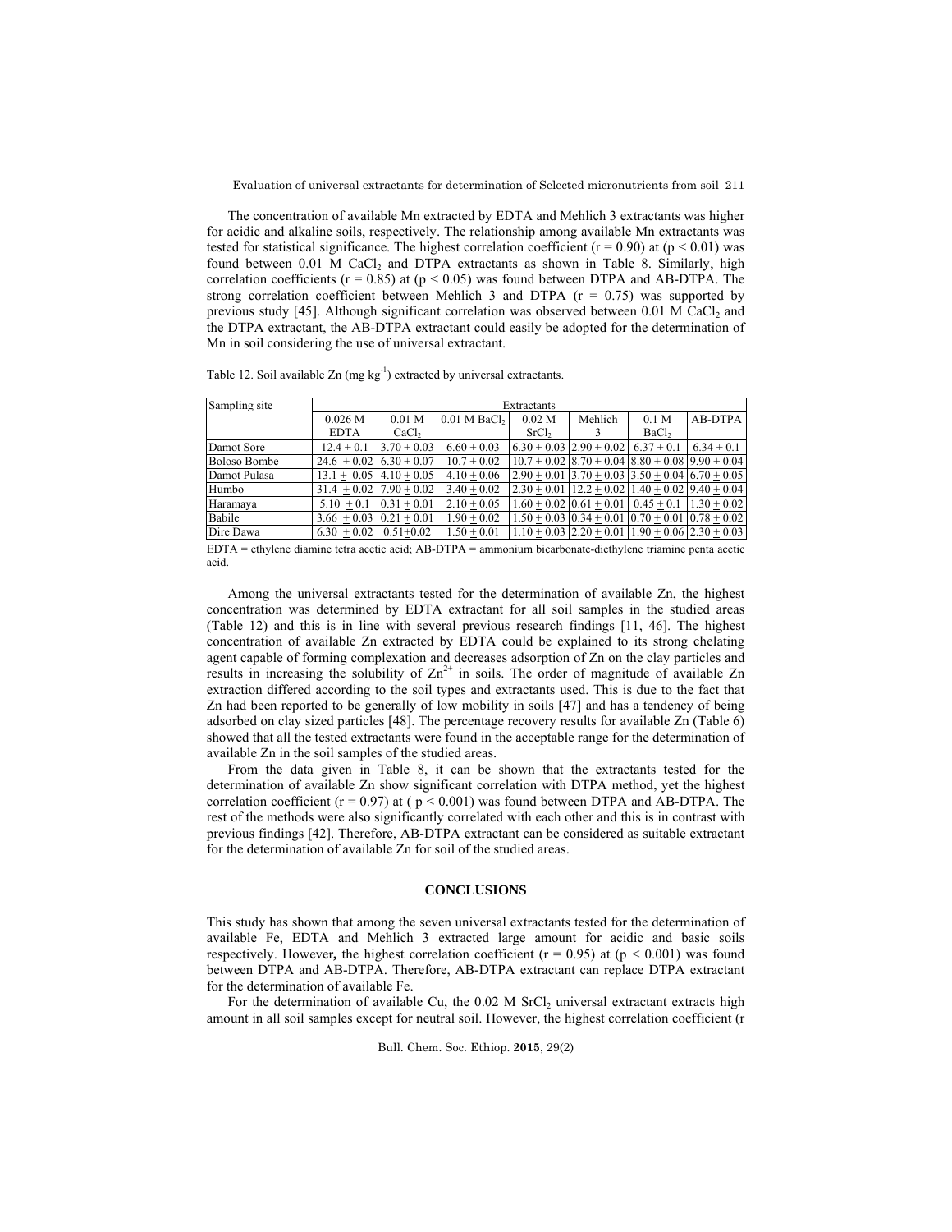The concentration of available Mn extracted by EDTA and Mehlich 3 extractants was higher for acidic and alkaline soils, respectively. The relationship among available Mn extractants was tested for statistical significance. The highest correlation coefficient ($r = 0.90$) at ($p < 0.01$) was found between 0.01 M $CaCl_2$ and DTPA extractants as shown in Table 8. Similarly, high correlation coefficients ($r = 0.85$) at ($p < 0.05$) was found between DTPA and AB-DTPA. The strong correlation coefficient between Mehlich 3 and DTPA ($r = 0.75$) was supported by previous study [45]. Although significant correlation was observed between 0.01 M $CaCl_2$ and the DTPA extractant, the AB-DTPA extractant could easily be adopted for the determination of Mn in soil considering the use of universal extractant.

Table 12. Soil available Zn (mg kg$^{-1}$) extracted by universal extractants.

| Sampling site | Extractants | | | | | | |
|---|---|---|---|---|---|---|---|
| | 0.026 M EDTA | 0.01 M $CaCl_2$ | 0.01 M $BaCl_2$ | 0.02 M $SrCl_2$ | Mehlich 3 | 0.1 M $BaCl_2$ | AB-DTPA |
| Damot Sore | 12.4 ± 0.1 | 3.70 ± 0.03 | 6.60 ± 0.03 | 6.30 ± 0.03 | 2.90 ± 0.02 | 6.37 ± 0.1 | 6.34 ± 0.1 |
| Boloso Bombe | 24.6 ± 0.02 | 6.30 ± 0.07 | 10.7 ± 0.02 | 10.7 ± 0.02 | 8.70 ± 0.04 | 8.80 ± 0.08 | 9.90 ± 0.04 |
| Damot Pulasa | 13.1 ± 0.05 | 4.10 ± 0.05 | 4.10 ± 0.06 | 2.90 ± 0.01 | 3.70 ± 0.03 | 3.50 ± 0.04 | 6.70 ± 0.05 |
| Humbo | 31.4 ± 0.02 | 7.90 ± 0.02 | 3.40 ± 0.02 | 2.30 ± 0.01 | 12.2 ± 0.02 | 1.40 ± 0.02 | 9.40 ± 0.04 |
| Haramaya | 5.10 ± 0.1 | 0.31 ± 0.01 | 2.10 ± 0.05 | 1.60 ± 0.02 | 0.61 ± 0.01 | 0.45 ± 0.1 | 1.30 ± 0.02 |
| Babile | 3.66 ± 0.03 | 0.21 ± 0.01 | 1.90 ± 0.02 | 1.50 ± 0.03 | 0.34 ± 0.01 | 0.70 ± 0.01 | 0.78 ± 0.02 |
| Dire Dawa | 6.30 ± 0.02 | 0.51±0.02 | 1.50 ± 0.01 | 1.10 ± 0.03 | 2.20 ± 0.01 | 1.90 ± 0.06 | 2.30 ± 0.03 |

EDTA = ethylene diamine tetra acetic acid; AB-DTPA = ammonium bicarbonate-diethylene triamine penta acetic acid.

Among the universal extractants tested for the determination of available Zn, the highest concentration was determined by EDTA extractant for all soil samples in the studied areas (Table 12) and this is in line with several previous research findings [11, 46]. The highest concentration of available Zn extracted by EDTA could be explained to its strong chelating agent capable of forming complexation and decreases adsorption of Zn on the clay particles and results in increasing the solubility of $Zn^{2+}$ in soils. The order of magnitude of available Zn extraction differed according to the soil types and extractants used. This is due to the fact that Zn had been reported to be generally of low mobility in soils [47] and has a tendency of being adsorbed on clay sized particles [48]. The percentage recovery results for available Zn (Table 6) showed that all the tested extractants were found in the acceptable range for the determination of available Zn in the soil samples of the studied areas.

From the data given in Table 8, it can be shown that the extractants tested for the determination of available Zn show significant correlation with DTPA method, yet the highest correlation coefficient ($r = 0.97$) at ( $p < 0.001$) was found between DTPA and AB-DTPA. The rest of the methods were also significantly correlated with each other and this is in contrast with previous findings [42]. Therefore, AB-DTPA extractant can be considered as suitable extractant for the determination of available Zn for soil of the studied areas.

## CONCLUSIONS

This study has shown that among the seven universal extractants tested for the determination of available Fe, EDTA and Mehlich 3 extracted large amount for acidic and basic soils respectively. However**,** the highest correlation coefficient ($r = 0.95$) at ($p < 0.001$) was found between DTPA and AB-DTPA. Therefore, AB-DTPA extractant can replace DTPA extractant for the determination of available Fe.

For the determination of available Cu, the 0.02 M $SrCl_2$ universal extractant extracts high amount in all soil samples except for neutral soil. However, the highest correlation coefficient (r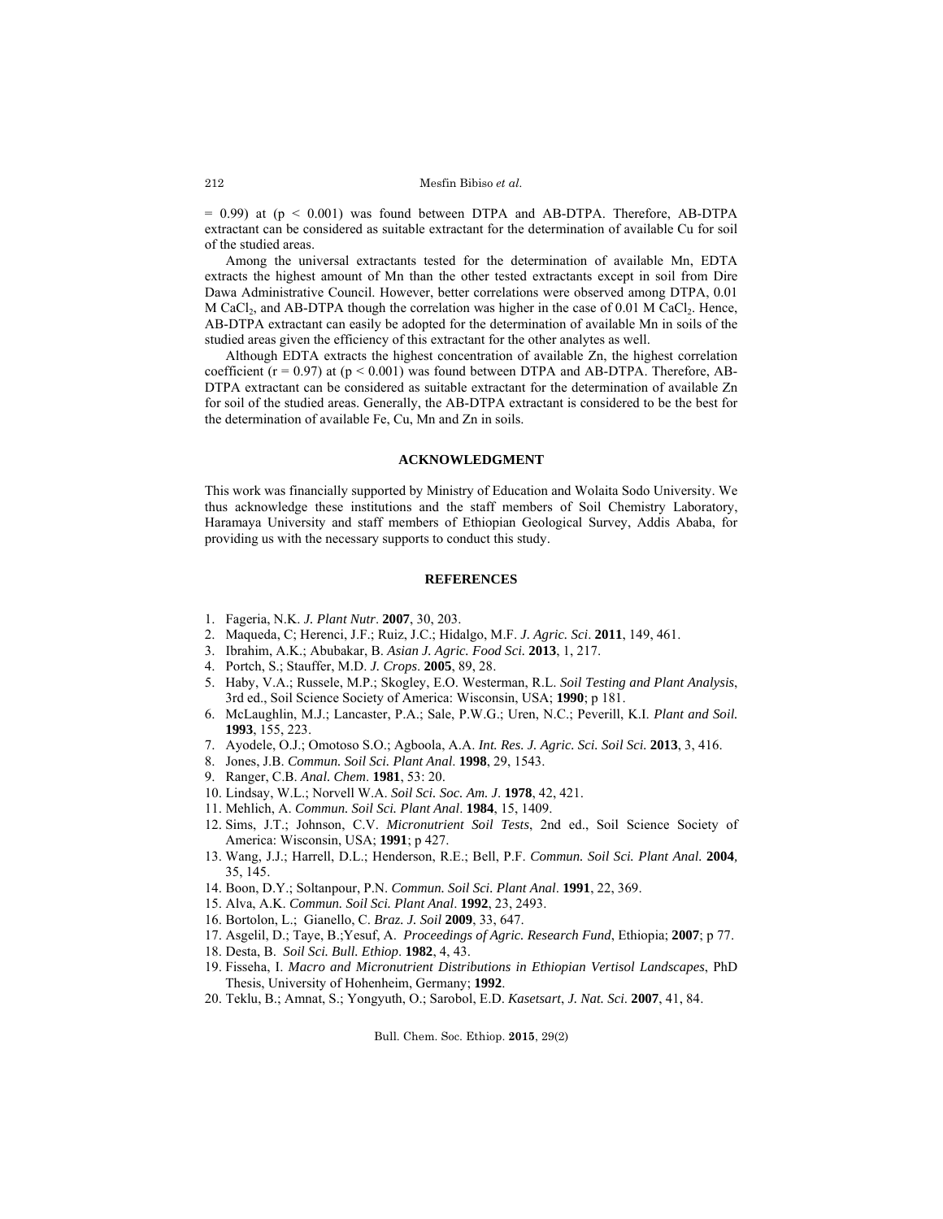= 0.99) at ($p < 0.001$) was found between DTPA and AB-DTPA. Therefore, AB-DTPA extractant can be considered as suitable extractant for the determination of available Cu for soil of the studied areas.

Among the universal extractants tested for the determination of available Mn, EDTA extracts the highest amount of Mn than the other tested extractants except in soil from Dire Dawa Administrative Council. However, better correlations were observed among DTPA, 0.01 M $CaCl_2$, and AB-DTPA though the correlation was higher in the case of 0.01 M $CaCl_2$. Hence, AB-DTPA extractant can easily be adopted for the determination of available Mn in soils of the studied areas given the efficiency of this extractant for the other analytes as well.

Although EDTA extracts the highest concentration of available Zn, the highest correlation coefficient ($r = 0.97$) at ($p < 0.001$) was found between DTPA and AB-DTPA. Therefore, AB-DTPA extractant can be considered as suitable extractant for the determination of available Zn for soil of the studied areas. Generally, the AB-DTPA extractant is considered to be the best for the determination of available Fe, Cu, Mn and Zn in soils.

## ACKNOWLEDGMENT

This work was financially supported by Ministry of Education and Wolaita Sodo University. We thus acknowledge these institutions and the staff members of Soil Chemistry Laboratory, Haramaya University and staff members of Ethiopian Geological Survey, Addis Ababa, for providing us with the necessary supports to conduct this study.

## REFERENCES

1. Fageria, N.K. *J. Plant Nutr*. **2007**, 30, 203.
2. Maqueda, C; Herenci, J.F.; Ruiz, J.C.; Hidalgo, M.F. *J. Agric. Sci*. **2011**, 149, 461.
3. Ibrahim, A.K.; Abubakar, B. *Asian J. Agric. Food Sci.* **2013**, 1, 217.
4. Portch, S.; Stauffer, M.D. *J. Crops*. **2005**, 89, 28.
5. Haby, V.A.; Russele, M.P.; Skogley, E.O. Westerman, R.L. *Soil Testing and Plant Analysis*, 3rd ed., Soil Science Society of America: Wisconsin, USA; **1990**; p 181.
6. McLaughlin, M.J.; Lancaster, P.A.; Sale, P.W.G.; Uren, N.C.; Peverill, K.I. *Plant and Soil.* **1993**, 155, 223.
7. Ayodele, O.J.; Omotoso S.O.; Agboola, A.A. *Int. Res. J. Agric. Sci. Soil Sci.* **2013**, 3, 416.
8. Jones, J.B. *Commun. Soil Sci. Plant Anal*. **1998**, 29, 1543.
9. Ranger, C.B. *Anal. Chem*. **1981**, 53: 20.
10. Lindsay, W.L.; Norvell W.A. *Soil Sci. Soc. Am. J*. **1978**, 42, 421.
11. Mehlich, A. *Commun. Soil Sci. Plant Anal*. **1984**, 15, 1409.
12. Sims, J.T.; Johnson, C.V. *Micronutrient Soil Tests*, 2nd ed., Soil Science Society of America: Wisconsin, USA; **1991**; p 427.
13. Wang, J.J.; Harrell, D.L.; Henderson, R.E.; Bell, P.F. *Commun. Soil Sci. Plant Anal.* **2004**, 35, 145.
14. Boon, D.Y.; Soltanpour, P.N. *Commun. Soil Sci. Plant Anal*. **1991**, 22, 369.
15. Alva, A.K. *Commun. Soil Sci. Plant Anal*. **1992**, 23, 2493.
16. Bortolon, L.; Gianello, C. *Braz. J. Soil* **2009**, 33, 647.
17. Asgelil, D.; Taye, B.;Yesuf, A. *Proceedings of Agric. Research Fund*, Ethiopia; **2007**; p 77.
18. Desta, B. *Soil Sci. Bull. Ethiop*. **1982**, 4, 43.
19. Fisseha, I. *Macro and Micronutrient Distributions in Ethiopian Vertisol Landscapes*, PhD Thesis, University of Hohenheim, Germany; **1992**.
20. Teklu, B.; Amnat, S.; Yongyuth, O.; Sarobol, E.D. *Kasetsart*, *J. Nat. Sci*. **2007**, 41, 84.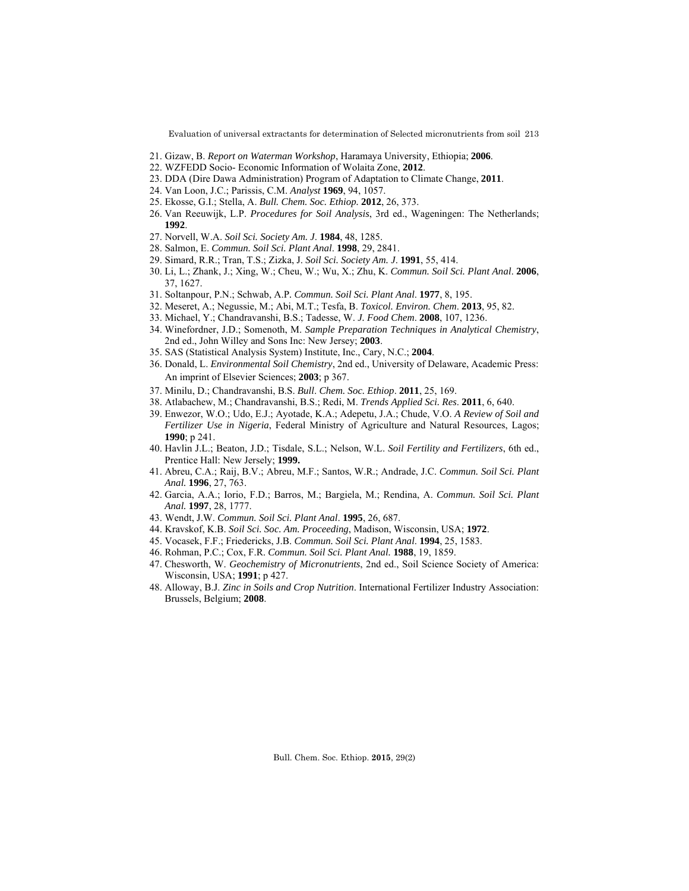21. Gizaw, B. *Report on Waterman Workshop*, Haramaya University, Ethiopia; **2006**.
22. WZFEDD Socio- Economic Information of Wolaita Zone, **2012**.
23. DDA (Dire Dawa Administration) Program of Adaptation to Climate Change, **2011**.
24. Van Loon, J.C.; Parissis, C.M. *Analyst* **1969**, 94, 1057.
25. Ekosse, G.I.; Stella, A. *Bull. Chem. Soc. Ethiop.* **2012**, 26, 373.
26. Van Reeuwijk, L.P. *Procedures for Soil Analysis*, 3rd ed., Wageningen: The Netherlands; **1992**.
27. Norvell, W.A. *Soil Sci. Society Am. J.* **1984**, 48, 1285.
28. Salmon, E. *Commun. Soil Sci. Plant Anal*. **1998**, 29, 2841.
29. Simard, R.R.; Tran, T.S.; Zizka, J. *Soil Sci. Society Am. J.* **1991**, 55, 414.
30. Li, L.; Zhank, J.; Xing, W.; Cheu, W.; Wu, X.; Zhu, K. *Commun. Soil Sci. Plant Anal*. **2006**, 37, 1627.
31. Soltanpour, P.N.; Schwab, A.P. *Commun. Soil Sci. Plant Anal.* **1977**, 8, 195.
32. Meseret, A.; Negussie, M.; Abi, M.T.; Tesfa, B. *Toxicol. Environ. Chem*. **2013**, 95, 82.
33. Michael, Y.; Chandravanshi, B.S.; Tadesse, W. *J. Food Chem*. **2008**, 107, 1236.
34. Winefordner, J.D.; Somenoth, M. *Sample Preparation Techniques in Analytical Chemistry*, 2nd ed., John Willey and Sons Inc: New Jersey; **2003**.
35. SAS (Statistical Analysis System) Institute, Inc., Cary, N.C.; **2004**.
36. Donald, L. *Environmental Soil Chemistry*, 2nd ed., University of Delaware, Academic Press: An imprint of Elsevier Sciences; **2003**; p 367.
37. Minilu, D.; Chandravanshi, B.S. *Bull. Chem. Soc. Ethiop*. **2011**, 25, 169.
38. Atlabachew, M.; Chandravanshi, B.S.; Redi, M. *Trends Applied Sci. Res*. **2011**, 6, 640.
39. Enwezor, W.O.; Udo, E.J.; Ayotade, K.A.; Adepetu, J.A.; Chude, V.O. *A Review of Soil and Fertilizer Use in Nigeria*, Federal Ministry of Agriculture and Natural Resources, Lagos; **1990**; p 241.
40. Havlin J.L.; Beaton, J.D.; Tisdale, S.L.; Nelson, W.L. *Soil Fertility and Fertilizers*, 6th ed., Prentice Hall: New Jersely; **1999.**
41. Abreu, C.A.; Raij, B.V.; Abreu, M.F.; Santos, W.R.; Andrade, J.C. *Commun. Soil Sci. Plant Anal.* **1996**, 27, 763.
42. Garcia, A.A.; Iorio, F.D.; Barros, M.; Bargiela, M.; Rendina, A. *Commun. Soil Sci. Plant Anal.* **1997**, 28, 1777.
43. Wendt, J.W. *Commun. Soil Sci. Plant Anal*. **1995**, 26, 687.
44. Kravskof, K.B. *Soil Sci. Soc. Am. Proceeding*, Madison, Wisconsin, USA; **1972**.
45. Vocasek, F.F.; Friedericks, J.B. *Commun. Soil Sci. Plant Anal.* **1994**, 25, 1583.
46. Rohman, P.C.; Cox, F.R. *Commun. Soil Sci. Plant Anal.* **1988**, 19, 1859.
47. Chesworth, W. *Geochemistry of Micronutrients*, 2nd ed., Soil Science Society of America: Wisconsin, USA; **1991**; p 427.
48. Alloway, B.J. *Zinc in Soils and Crop Nutrition*. International Fertilizer Industry Association: Brussels, Belgium; **2008**.